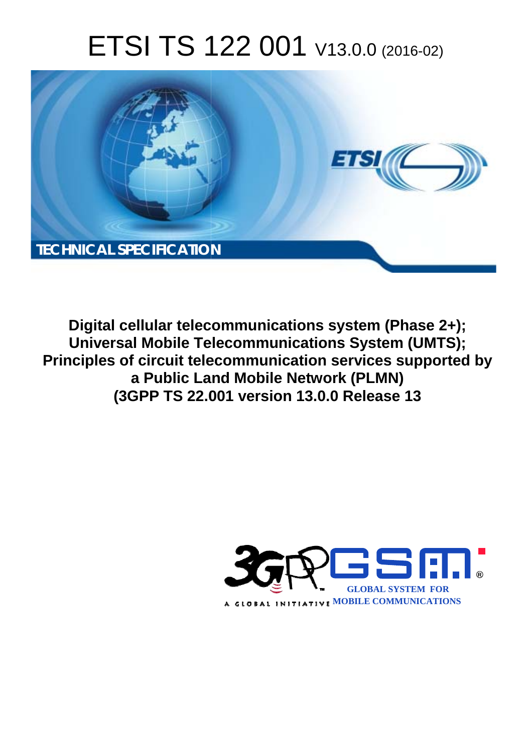# ETSI TS 122 001 V13.0.0 (2016-02)

TECHNICAL SPECIFICATION

**Digital cellular telecommunications system (Phase 2+); Universal Mobile Telecommunications System (UMTS); Principles of circuit telecommunication services supported by a Public Land Mobile Network (PLMN) (3GPP TS 22.001 version 13.0.0 Release 13)**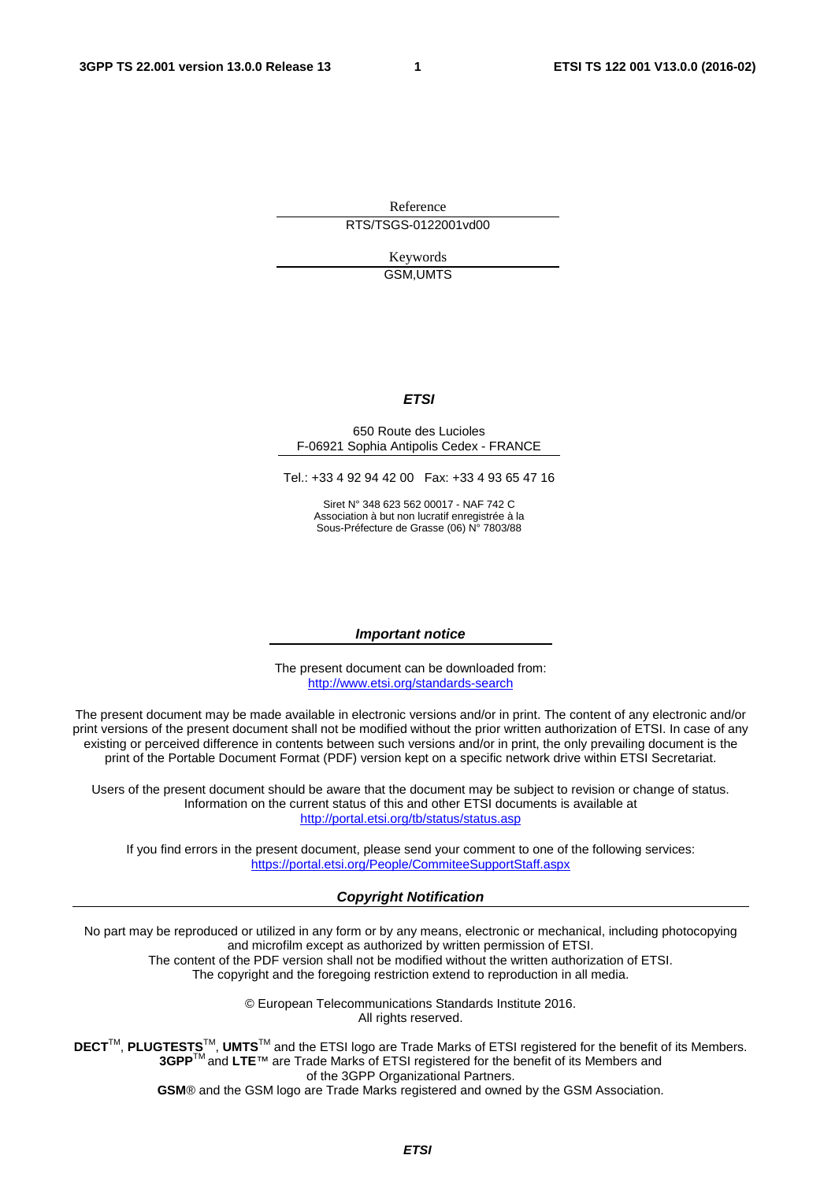Reference

RTS/TSGS-0122001vd00

Keywords

GSM,UMTS

***ETSI***

650 Route des Lucioles
F-06921 Sophia Antipolis Cedex - FRANCE

Tel.: +33 4 92 94 42 00 Fax: +33 4 93 65 47 16

Siret N° 348 623 562 00017 - NAF 742 C
Association à but non lucratif enregistrée à la
Sous-Préfecture de Grasse (06) N° 7803/88

***Important notice***

The present document can be downloaded from:
http://www.etsi.org/standards-search

The present document may be made available in electronic versions and/or in print. The content of any electronic and/or print versions of the present document shall not be modified without the prior written authorization of ETSI. In case of any existing or perceived difference in contents between such versions and/or in print, the only prevailing document is the print of the Portable Document Format (PDF) version kept on a specific network drive within ETSI Secretariat.

Users of the present document should be aware that the document may be subject to revision or change of status. Information on the current status of this and other ETSI documents is available at
http://portal.etsi.org/tb/status/status.asp

If you find errors in the present document, please send your comment to one of the following services:
https://portal.etsi.org/People/CommiteeSupportStaff.aspx

***Copyright Notification***

No part may be reproduced or utilized in any form or by any means, electronic or mechanical, including photocopying and microfilm except as authorized by written permission of ETSI.
The content of the PDF version shall not be modified without the written authorization of ETSI.
The copyright and the foregoing restriction extend to reproduction in all media.

© European Telecommunications Standards Institute 2016.
All rights reserved.

**DECT**™, **PLUGTESTS**™, **UMTS**™ and the ETSI logo are Trade Marks of ETSI registered for the benefit of its Members.
**3GPP**™ and **LTE**™ are Trade Marks of ETSI registered for the benefit of its Members and of the 3GPP Organizational Partners.
**GSM**® and the GSM logo are Trade Marks registered and owned by the GSM Association.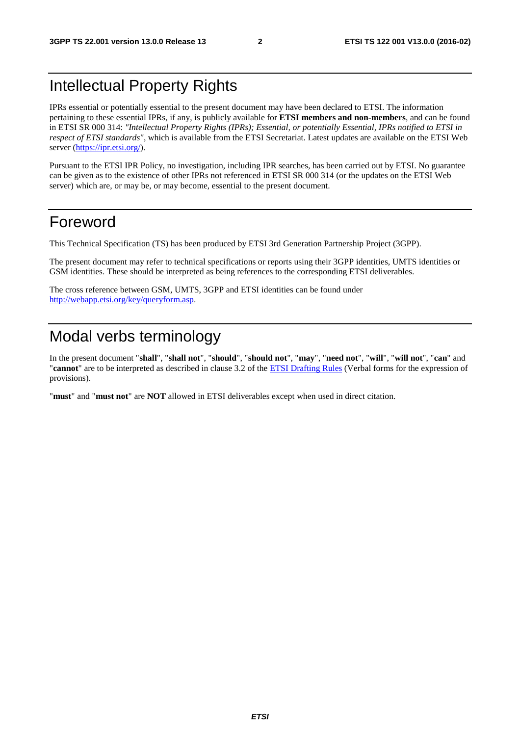# Intellectual Property Rights

IPRs essential or potentially essential to the present document may have been declared to ETSI. The information pertaining to these essential IPRs, if any, is publicly available for **ETSI members and non-members**, and can be found in ETSI SR 000 314: *"Intellectual Property Rights (IPRs); Essential, or potentially Essential, IPRs notified to ETSI in respect of ETSI standards"*, which is available from the ETSI Secretariat. Latest updates are available on the ETSI Web server (https://ipr.etsi.org/).

Pursuant to the ETSI IPR Policy, no investigation, including IPR searches, has been carried out by ETSI. No guarantee can be given as to the existence of other IPRs not referenced in ETSI SR 000 314 (or the updates on the ETSI Web server) which are, or may be, or may become, essential to the present document.

# Foreword

This Technical Specification (TS) has been produced by ETSI 3rd Generation Partnership Project (3GPP).

The present document may refer to technical specifications or reports using their 3GPP identities, UMTS identities or GSM identities. These should be interpreted as being references to the corresponding ETSI deliverables.

The cross reference between GSM, UMTS, 3GPP and ETSI identities can be found under http://webapp.etsi.org/key/queryform.asp.

# Modal verbs terminology

In the present document "**shall**", "**shall not**", "**should**", "**should not**", "**may**", "**need not**", "**will**", "**will not**", "**can**" and "**cannot**" are to be interpreted as described in clause 3.2 of the ETSI Drafting Rules (Verbal forms for the expression of provisions).

"**must**" and "**must not**" are **NOT** allowed in ETSI deliverables except when used in direct citation.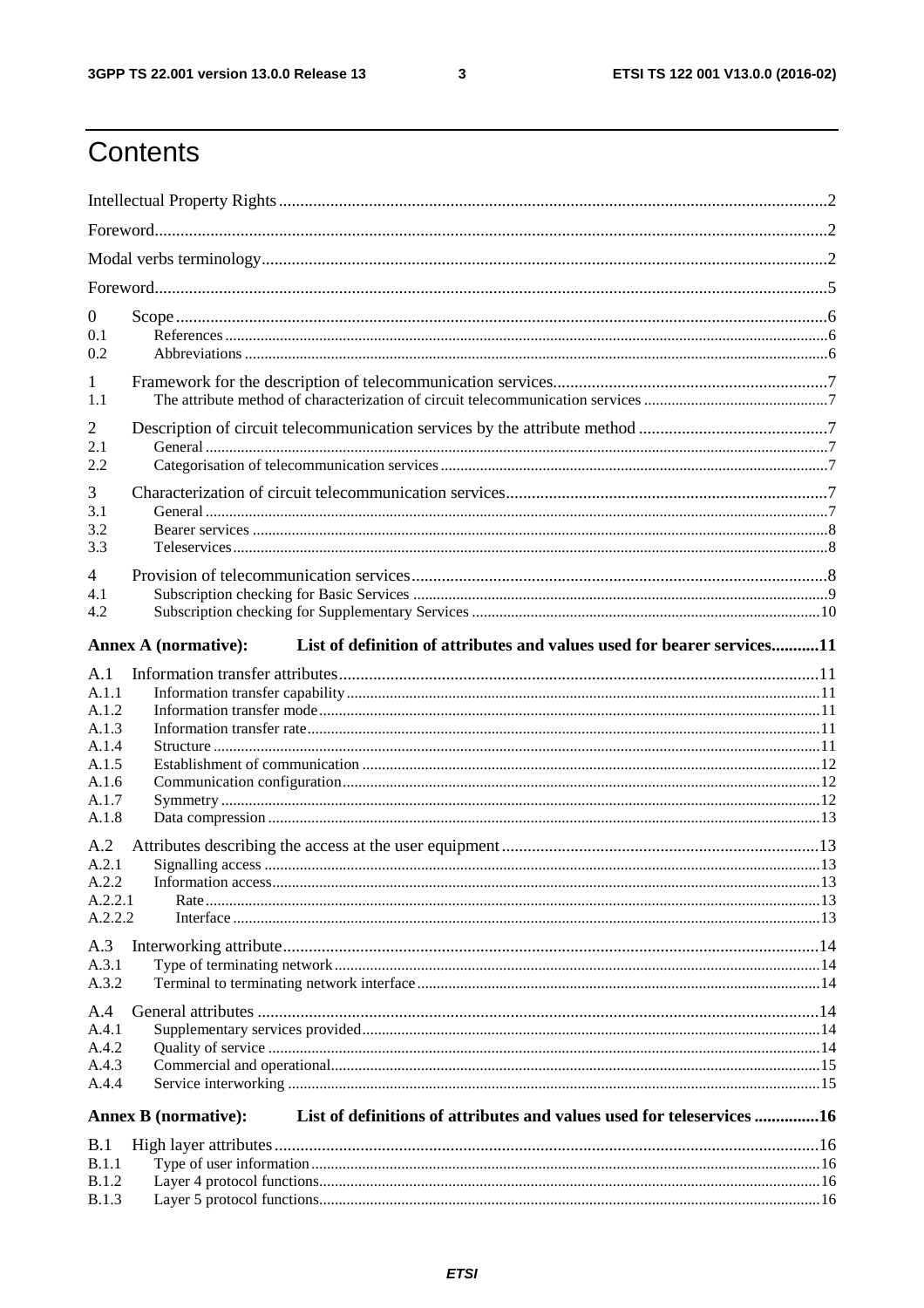# Contents

Intellectual Property Rights ....2

Foreword ....2

Modal verbs terminology ....2

Foreword ....5

0 Scope ....6
- 0.1 References ....6
- 0.2 Abbreviations ....6

1 Framework for the description of telecommunication services ....7
- 1.1 The attribute method of characterization of circuit telecommunication services ....7

2 Description of circuit telecommunication services by the attribute method ....7
- 2.1 General ....7
- 2.2 Categorisation of telecommunication services ....7

3 Characterization of circuit telecommunication services ....7
- 3.1 General ....7
- 3.2 Bearer services ....8
- 3.3 Teleservices ....8

4 Provision of telecommunication services ....8
- 4.1 Subscription checking for Basic Services ....9
- 4.2 Subscription checking for Supplementary Services ....10

**Annex A (normative): List of definition of attributes and values used for bearer services....11**

A.1 Information transfer attributes ....11
- A.1.1 Information transfer capability ....11
- A.1.2 Information transfer mode ....11
- A.1.3 Information transfer rate ....11
- A.1.4 Structure ....11
- A.1.5 Establishment of communication ....12
- A.1.6 Communication configuration ....12
- A.1.7 Symmetry ....12
- A.1.8 Data compression ....13

A.2 Attributes describing the access at the user equipment ....13
- A.2.1 Signalling access ....13
- A.2.2 Information access ....13
- A.2.2.1 Rate ....13
- A.2.2.2 Interface ....13

A.3 Interworking attribute ....14
- A.3.1 Type of terminating network ....14
- A.3.2 Terminal to terminating network interface ....14

A.4 General attributes ....14
- A.4.1 Supplementary services provided ....14
- A.4.2 Quality of service ....14
- A.4.3 Commercial and operational ....15
- A.4.4 Service interworking ....15

**Annex B (normative): List of definitions of attributes and values used for teleservices ....16**

B.1 High layer attributes ....16
- B.1.1 Type of user information ....16
- B.1.2 Layer 4 protocol functions ....16
- B.1.3 Layer 5 protocol functions ....16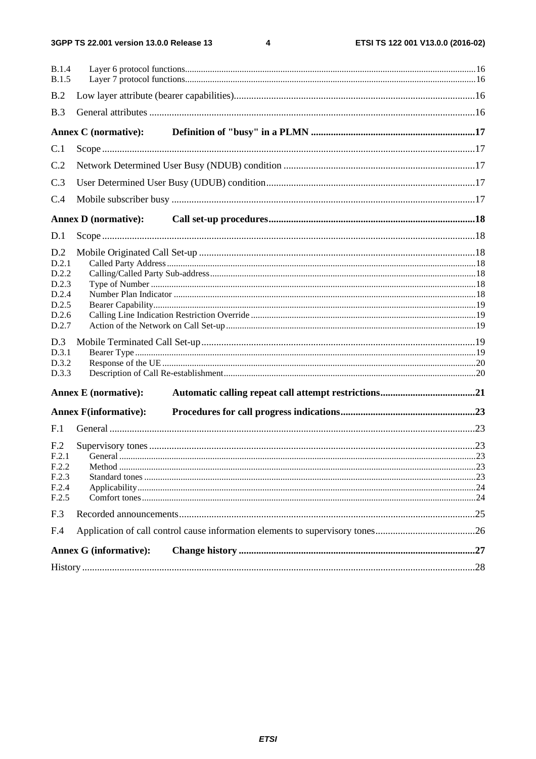B.1.4 Layer 6 protocol functions.......16
B.1.5 Layer 7 protocol functions.......16

B.2 Low layer attribute (bearer capabilities).......16

B.3 General attributes .......16

**Annex C (normative): Definition of "busy" in a PLMN .......17**

C.1 Scope.......17

C.2 Network Determined User Busy (NDUB) condition .......17

C.3 User Determined User Busy (UDUB) condition.......17

C.4 Mobile subscriber busy .......17

**Annex D (normative): Call set-up procedures.......18**

D.1 Scope.......18

D.2 Mobile Originated Call Set-up .......18
D.2.1 Called Party Address.......18
D.2.2 Calling/Called Party Sub-address.......18
D.2.3 Type of Number .......18
D.2.4 Number Plan Indicator .......18
D.2.5 Bearer Capability.......19
D.2.6 Calling Line Indication Restriction Override .......19
D.2.7 Action of the Network on Call Set-up.......19

D.3 Mobile Terminated Call Set-up.......19
D.3.1 Bearer Type.......19
D.3.2 Response of the UE.......20
D.3.3 Description of Call Re-establishment.......20

**Annex E (normative): Automatic calling repeat call attempt restrictions.......21**

**Annex F(informative): Procedures for call progress indications.......23**

F.1 General.......23

F.2 Supervisory tones.......23
F.2.1 General.......23
F.2.2 Method.......23
F.2.3 Standard tones.......23
F.2.4 Applicability.......24
F.2.5 Comfort tones.......24

F.3 Recorded announcements.......25

F.4 Application of call control cause information elements to supervisory tones.......26

**Annex G (informative): Change history .......27**

History .......28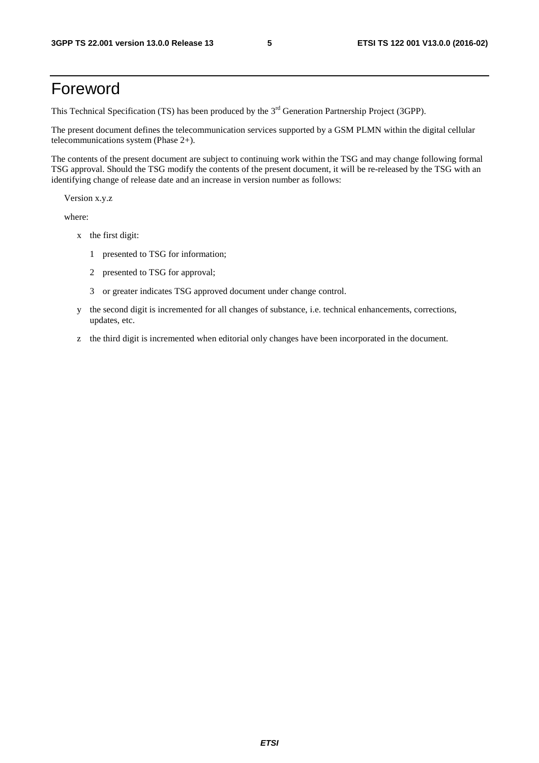# Foreword

This Technical Specification (TS) has been produced by the 3rd Generation Partnership Project (3GPP).

The present document defines the telecommunication services supported by a GSM PLMN within the digital cellular telecommunications system (Phase 2+).

The contents of the present document are subject to continuing work within the TSG and may change following formal TSG approval. Should the TSG modify the contents of the present document, it will be re-released by the TSG with an identifying change of release date and an increase in version number as follows:

Version x.y.z

where:

- x the first digit:
  - 1 presented to TSG for information;
  - 2 presented to TSG for approval;
  - 3 or greater indicates TSG approved document under change control.
- y the second digit is incremented for all changes of substance, i.e. technical enhancements, corrections, updates, etc.
- z the third digit is incremented when editorial only changes have been incorporated in the document.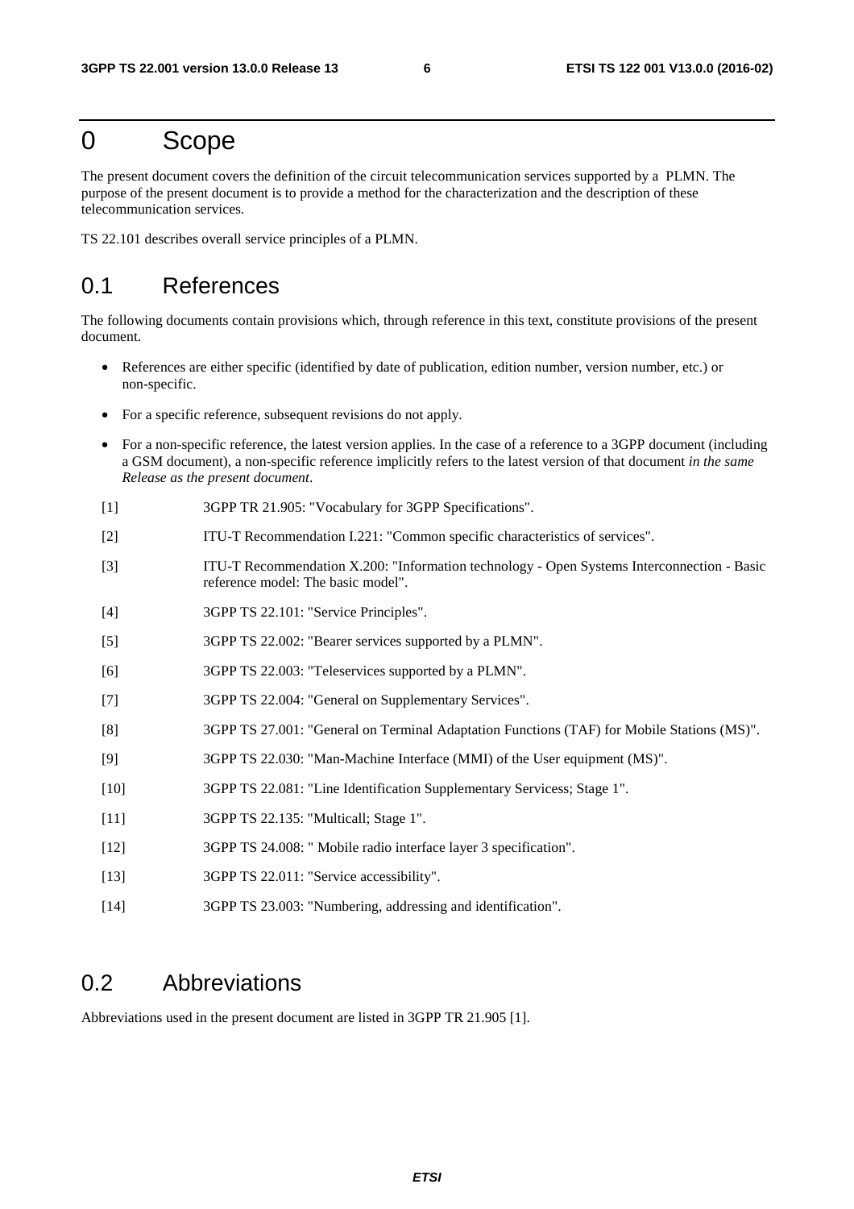# 0 Scope

The present document covers the definition of the circuit telecommunication services supported by a PLMN. The purpose of the present document is to provide a method for the characterization and the description of these telecommunication services.

TS 22.101 describes overall service principles of a PLMN.

## 0.1 References

The following documents contain provisions which, through reference in this text, constitute provisions of the present document.

- References are either specific (identified by date of publication, edition number, version number, etc.) or non-specific.
- For a specific reference, subsequent revisions do not apply.
- For a non-specific reference, the latest version applies. In the case of a reference to a 3GPP document (including a GSM document), a non-specific reference implicitly refers to the latest version of that document *in the same Release as the present document*.

[1] 3GPP TR 21.905: "Vocabulary for 3GPP Specifications".

[2] ITU-T Recommendation I.221: "Common specific characteristics of services".

[3] ITU-T Recommendation X.200: "Information technology - Open Systems Interconnection - Basic reference model: The basic model".

[4] 3GPP TS 22.101: "Service Principles".

[5] 3GPP TS 22.002: "Bearer services supported by a PLMN".

[6] 3GPP TS 22.003: "Teleservices supported by a PLMN".

[7] 3GPP TS 22.004: "General on Supplementary Services".

[8] 3GPP TS 27.001: "General on Terminal Adaptation Functions (TAF) for Mobile Stations (MS)".

[9] 3GPP TS 22.030: "Man-Machine Interface (MMI) of the User equipment (MS)".

[10] 3GPP TS 22.081: "Line Identification Supplementary Servicess; Stage 1".

[11] 3GPP TS 22.135: "Multicall; Stage 1".

[12] 3GPP TS 24.008: " Mobile radio interface layer 3 specification".

[13] 3GPP TS 22.011: "Service accessibility".

[14] 3GPP TS 23.003: "Numbering, addressing and identification".

## 0.2 Abbreviations

Abbreviations used in the present document are listed in 3GPP TR 21.905 [1].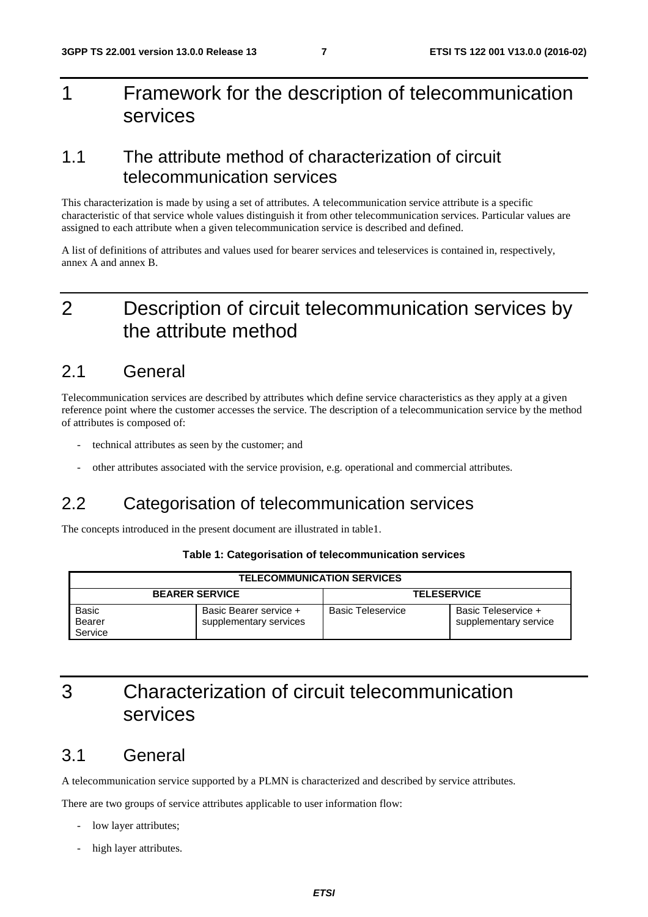# 1 Framework for the description of telecommunication services

## 1.1 The attribute method of characterization of circuit telecommunication services

This characterization is made by using a set of attributes. A telecommunication service attribute is a specific characteristic of that service whole values distinguish it from other telecommunication services. Particular values are assigned to each attribute when a given telecommunication service is described and defined.

A list of definitions of attributes and values used for bearer services and teleservices is contained in, respectively, annex A and annex B.

# 2 Description of circuit telecommunication services by the attribute method

## 2.1 General

Telecommunication services are described by attributes which define service characteristics as they apply at a given reference point where the customer accesses the service. The description of a telecommunication service by the method of attributes is composed of:

- technical attributes as seen by the customer; and
- other attributes associated with the service provision, e.g. operational and commercial attributes.

## 2.2 Categorisation of telecommunication services

The concepts introduced in the present document are illustrated in table1.

**Table 1: Categorisation of telecommunication services**

| TELECOMMUNICATION SERVICES | | | |
|---|---|---|---|
| **BEARER SERVICE** | | **TELESERVICE** | |
| Basic Bearer Service | Basic Bearer service + supplementary services | Basic Teleservice | Basic Teleservice + supplementary service |

# 3 Characterization of circuit telecommunication services

## 3.1 General

A telecommunication service supported by a PLMN is characterized and described by service attributes.

There are two groups of service attributes applicable to user information flow:

- low layer attributes;
- high layer attributes.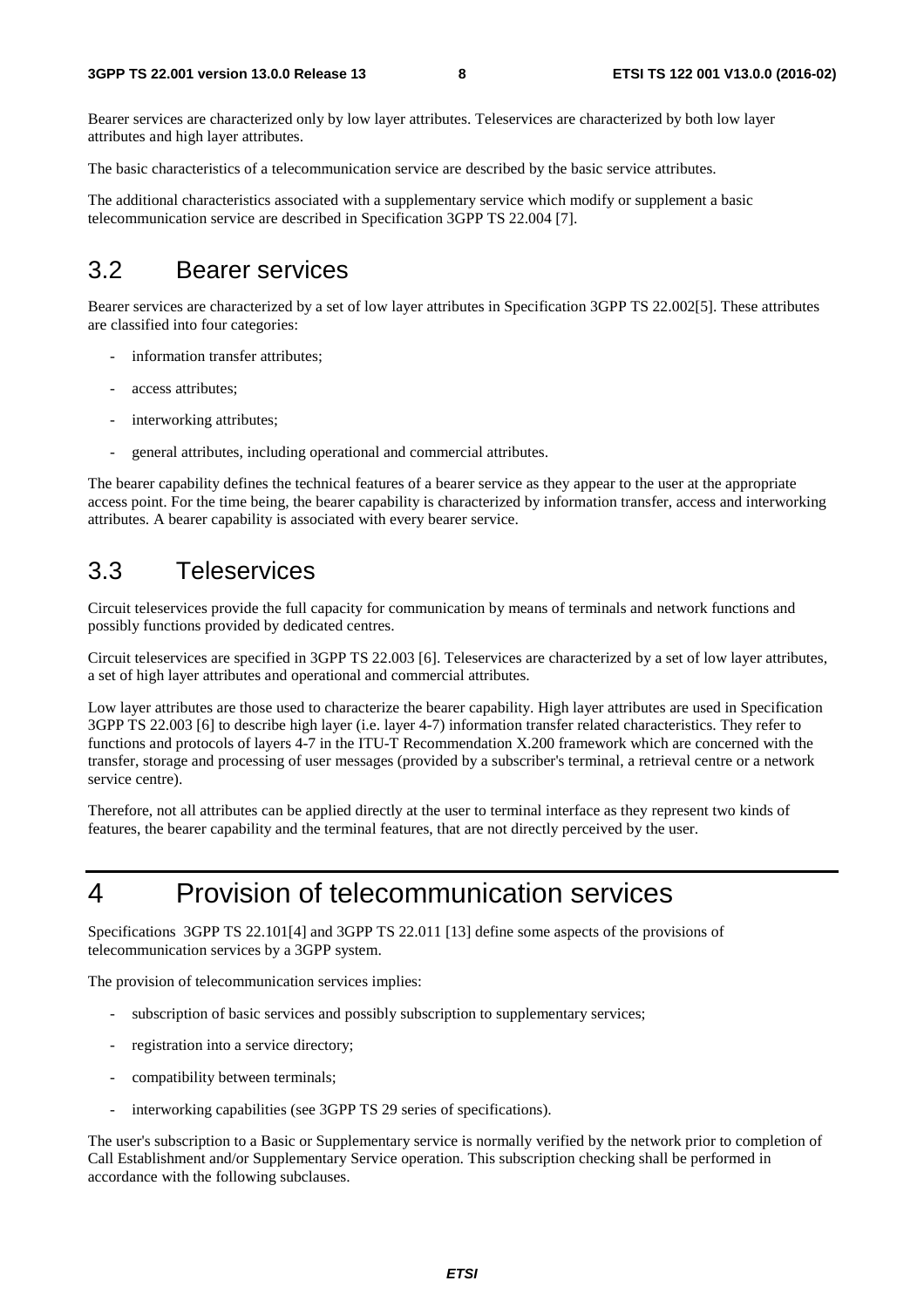Bearer services are characterized only by low layer attributes. Teleservices are characterized by both low layer attributes and high layer attributes.

The basic characteristics of a telecommunication service are described by the basic service attributes.

The additional characteristics associated with a supplementary service which modify or supplement a basic telecommunication service are described in Specification 3GPP TS 22.004 [7].

## 3.2 Bearer services

Bearer services are characterized by a set of low layer attributes in Specification 3GPP TS 22.002[5]. These attributes are classified into four categories:

- information transfer attributes;
- access attributes;
- interworking attributes;
- general attributes, including operational and commercial attributes.

The bearer capability defines the technical features of a bearer service as they appear to the user at the appropriate access point. For the time being, the bearer capability is characterized by information transfer, access and interworking attributes. A bearer capability is associated with every bearer service.

## 3.3 Teleservices

Circuit teleservices provide the full capacity for communication by means of terminals and network functions and possibly functions provided by dedicated centres.

Circuit teleservices are specified in 3GPP TS 22.003 [6]. Teleservices are characterized by a set of low layer attributes, a set of high layer attributes and operational and commercial attributes.

Low layer attributes are those used to characterize the bearer capability. High layer attributes are used in Specification 3GPP TS 22.003 [6] to describe high layer (i.e. layer 4-7) information transfer related characteristics. They refer to functions and protocols of layers 4-7 in the ITU-T Recommendation X.200 framework which are concerned with the transfer, storage and processing of user messages (provided by a subscriber's terminal, a retrieval centre or a network service centre).

Therefore, not all attributes can be applied directly at the user to terminal interface as they represent two kinds of features, the bearer capability and the terminal features, that are not directly perceived by the user.

# 4 Provision of telecommunication services

Specifications 3GPP TS 22.101[4] and 3GPP TS 22.011 [13] define some aspects of the provisions of telecommunication services by a 3GPP system.

The provision of telecommunication services implies:

- subscription of basic services and possibly subscription to supplementary services;
- registration into a service directory;
- compatibility between terminals;
- interworking capabilities (see 3GPP TS 29 series of specifications).

The user's subscription to a Basic or Supplementary service is normally verified by the network prior to completion of Call Establishment and/or Supplementary Service operation. This subscription checking shall be performed in accordance with the following subclauses.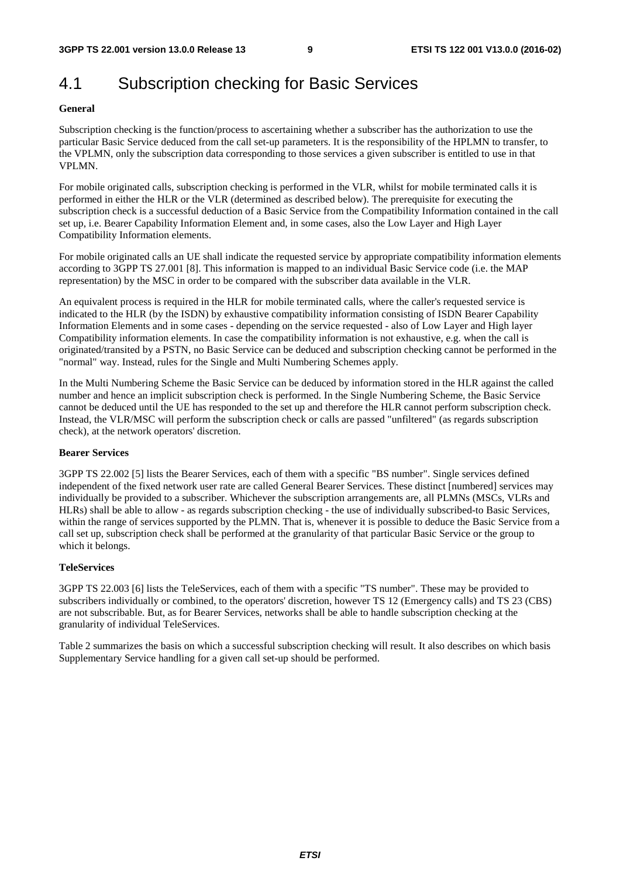# 4.1 Subscription checking for Basic Services

**General**

Subscription checking is the function/process to ascertaining whether a subscriber has the authorization to use the particular Basic Service deduced from the call set-up parameters. It is the responsibility of the HPLMN to transfer, to the VPLMN, only the subscription data corresponding to those services a given subscriber is entitled to use in that VPLMN.

For mobile originated calls, subscription checking is performed in the VLR, whilst for mobile terminated calls it is performed in either the HLR or the VLR (determined as described below). The prerequisite for executing the subscription check is a successful deduction of a Basic Service from the Compatibility Information contained in the call set up, i.e. Bearer Capability Information Element and, in some cases, also the Low Layer and High Layer Compatibility Information elements.

For mobile originated calls an UE shall indicate the requested service by appropriate compatibility information elements according to 3GPP TS 27.001 [8]. This information is mapped to an individual Basic Service code (i.e. the MAP representation) by the MSC in order to be compared with the subscriber data available in the VLR.

An equivalent process is required in the HLR for mobile terminated calls, where the caller's requested service is indicated to the HLR (by the ISDN) by exhaustive compatibility information consisting of ISDN Bearer Capability Information Elements and in some cases - depending on the service requested - also of Low Layer and High layer Compatibility information elements. In case the compatibility information is not exhaustive, e.g. when the call is originated/transited by a PSTN, no Basic Service can be deduced and subscription checking cannot be performed in the "normal" way. Instead, rules for the Single and Multi Numbering Schemes apply.

In the Multi Numbering Scheme the Basic Service can be deduced by information stored in the HLR against the called number and hence an implicit subscription check is performed. In the Single Numbering Scheme, the Basic Service cannot be deduced until the UE has responded to the set up and therefore the HLR cannot perform subscription check. Instead, the VLR/MSC will perform the subscription check or calls are passed "unfiltered" (as regards subscription check), at the network operators' discretion.

**Bearer Services**

3GPP TS 22.002 [5] lists the Bearer Services, each of them with a specific "BS number". Single services defined independent of the fixed network user rate are called General Bearer Services. These distinct [numbered] services may individually be provided to a subscriber. Whichever the subscription arrangements are, all PLMNs (MSCs, VLRs and HLRs) shall be able to allow - as regards subscription checking - the use of individually subscribed-to Basic Services, within the range of services supported by the PLMN. That is, whenever it is possible to deduce the Basic Service from a call set up, subscription check shall be performed at the granularity of that particular Basic Service or the group to which it belongs.

**TeleServices**

3GPP TS 22.003 [6] lists the TeleServices, each of them with a specific "TS number". These may be provided to subscribers individually or combined, to the operators' discretion, however TS 12 (Emergency calls) and TS 23 (CBS) are not subscribable. But, as for Bearer Services, networks shall be able to handle subscription checking at the granularity of individual TeleServices.

Table 2 summarizes the basis on which a successful subscription checking will result. It also describes on which basis Supplementary Service handling for a given call set-up should be performed.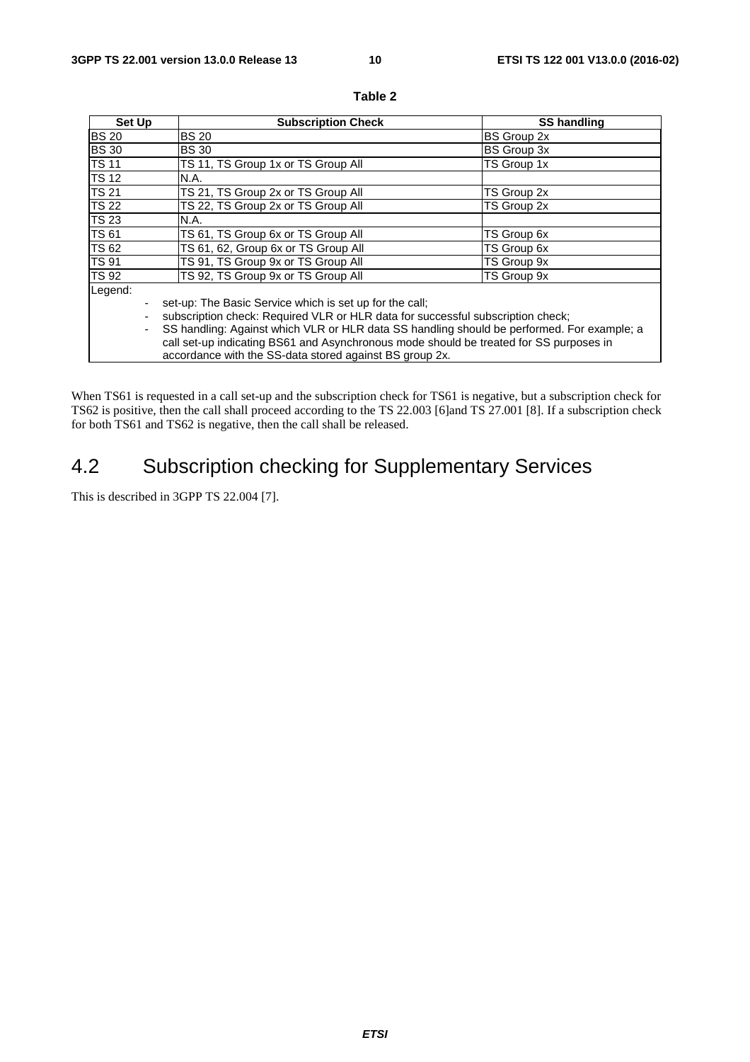**Table 2**

| Set Up | Subscription Check | SS handling |
|---|---|---|
| BS 20 | BS 20 | BS Group 2x |
| BS 30 | BS 30 | BS Group 3x |
| TS 11 | TS 11, TS Group 1x or TS Group All | TS Group 1x |
| TS 12 | N.A. | |
| TS 21 | TS 21, TS Group 2x or TS Group All | TS Group 2x |
| TS 22 | TS 22, TS Group 2x or TS Group All | TS Group 2x |
| TS 23 | N.A. | |
| TS 61 | TS 61, TS Group 6x or TS Group All | TS Group 6x |
| TS 62 | TS 61, 62, Group 6x or TS Group All | TS Group 6x |
| TS 91 | TS 91, TS Group 9x or TS Group All | TS Group 9x |
| TS 92 | TS 92, TS Group 9x or TS Group All | TS Group 9x |

Legend:

- set-up: The Basic Service which is set up for the call;
- subscription check: Required VLR or HLR data for successful subscription check;
- SS handling: Against which VLR or HLR data SS handling should be performed. For example; a call set-up indicating BS61 and Asynchronous mode should be treated for SS purposes in accordance with the SS-data stored against BS group 2x.

When TS61 is requested in a call set-up and the subscription check for TS61 is negative, but a subscription check for TS62 is positive, then the call shall proceed according to the TS 22.003 [6]and TS 27.001 [8]. If a subscription check for both TS61 and TS62 is negative, then the call shall be released.

## 4.2 Subscription checking for Supplementary Services

This is described in 3GPP TS 22.004 [7].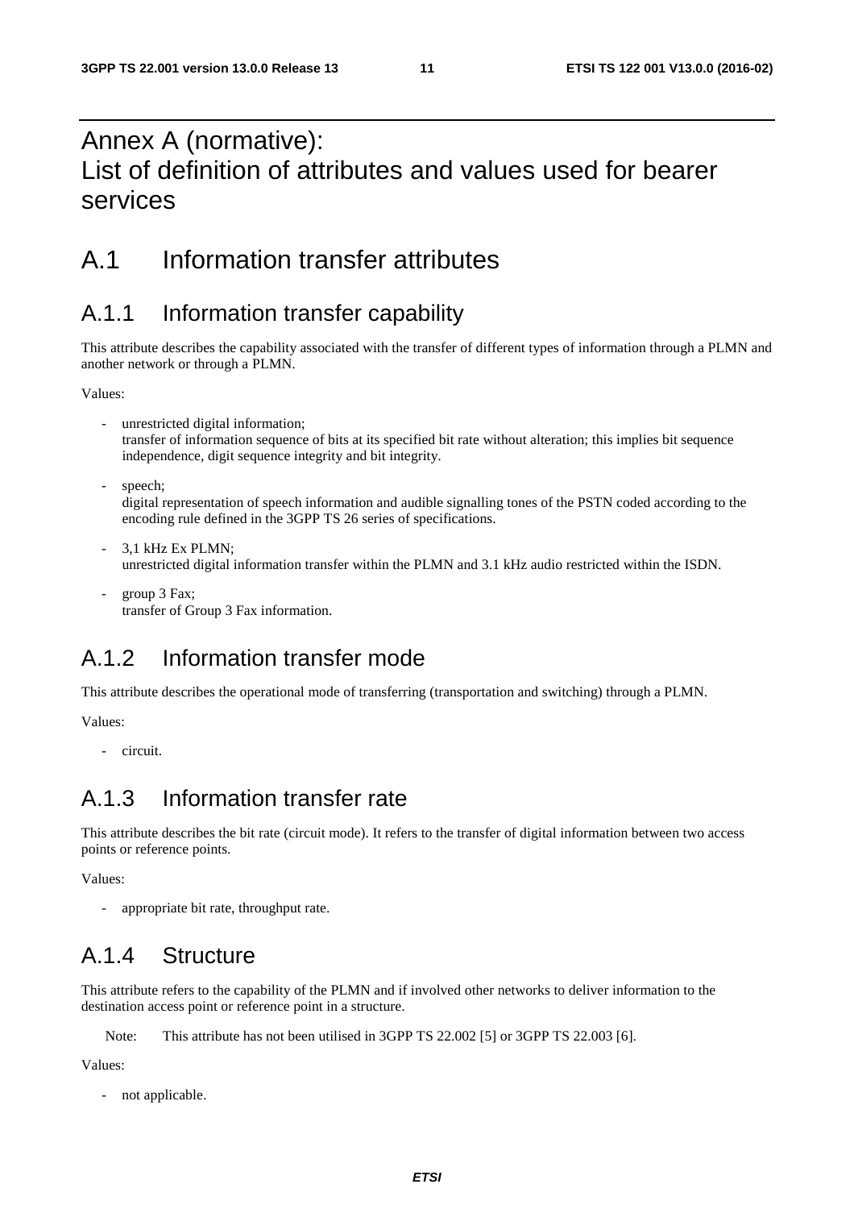# Annex A (normative): List of definition of attributes and values used for bearer services

## A.1 Information transfer attributes

### A.1.1 Information transfer capability

This attribute describes the capability associated with the transfer of different types of information through a PLMN and another network or through a PLMN.

Values:

- unrestricted digital information;
  transfer of information sequence of bits at its specified bit rate without alteration; this implies bit sequence independence, digit sequence integrity and bit integrity.

- speech;
  digital representation of speech information and audible signalling tones of the PSTN coded according to the encoding rule defined in the 3GPP TS 26 series of specifications.

- 3,1 kHz Ex PLMN;
  unrestricted digital information transfer within the PLMN and 3.1 kHz audio restricted within the ISDN.

- group 3 Fax;
  transfer of Group 3 Fax information.

### A.1.2 Information transfer mode

This attribute describes the operational mode of transferring (transportation and switching) through a PLMN.

Values:

- circuit.

### A.1.3 Information transfer rate

This attribute describes the bit rate (circuit mode). It refers to the transfer of digital information between two access points or reference points.

Values:

- appropriate bit rate, throughput rate.

### A.1.4 Structure

This attribute refers to the capability of the PLMN and if involved other networks to deliver information to the destination access point or reference point in a structure.

Note: This attribute has not been utilised in 3GPP TS 22.002 [5] or 3GPP TS 22.003 [6].

Values:

- not applicable.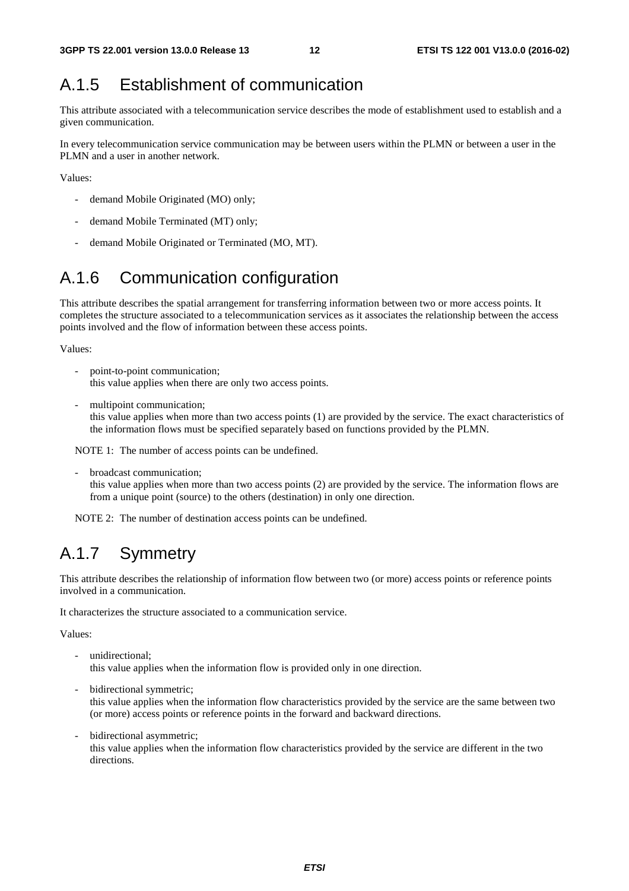## A.1.5 Establishment of communication

This attribute associated with a telecommunication service describes the mode of establishment used to establish and a given communication.

In every telecommunication service communication may be between users within the PLMN or between a user in the PLMN and a user in another network.

Values:

- demand Mobile Originated (MO) only;
- demand Mobile Terminated (MT) only;
- demand Mobile Originated or Terminated (MO, MT).

## A.1.6 Communication configuration

This attribute describes the spatial arrangement for transferring information between two or more access points. It completes the structure associated to a telecommunication services as it associates the relationship between the access points involved and the flow of information between these access points.

Values:

- point-to-point communication;
  this value applies when there are only two access points.
- multipoint communication;
  this value applies when more than two access points (1) are provided by the service. The exact characteristics of the information flows must be specified separately based on functions provided by the PLMN.

NOTE 1: The number of access points can be undefined.

- broadcast communication;
  this value applies when more than two access points (2) are provided by the service. The information flows are from a unique point (source) to the others (destination) in only one direction.

NOTE 2: The number of destination access points can be undefined.

## A.1.7 Symmetry

This attribute describes the relationship of information flow between two (or more) access points or reference points involved in a communication.

It characterizes the structure associated to a communication service.

Values:

- unidirectional;
  this value applies when the information flow is provided only in one direction.
- bidirectional symmetric;
  this value applies when the information flow characteristics provided by the service are the same between two (or more) access points or reference points in the forward and backward directions.
- bidirectional asymmetric;
  this value applies when the information flow characteristics provided by the service are different in the two directions.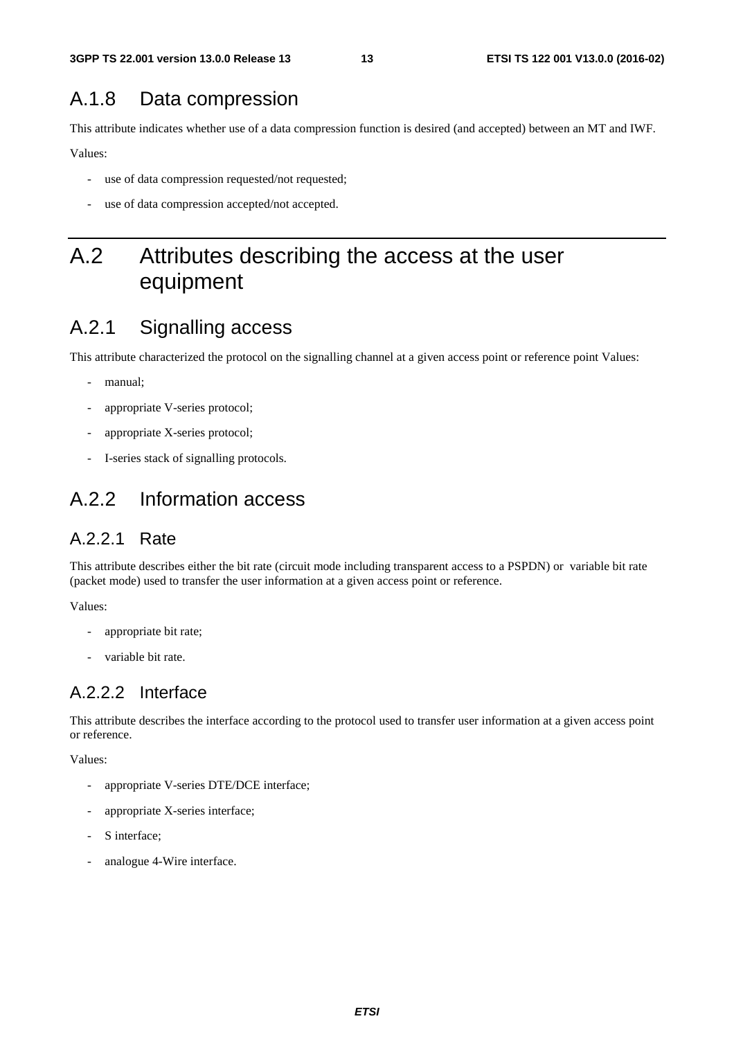### A.1.8 Data compression

This attribute indicates whether use of a data compression function is desired (and accepted) between an MT and IWF.

Values:

- use of data compression requested/not requested;
- use of data compression accepted/not accepted.

# A.2 Attributes describing the access at the user equipment

## A.2.1 Signalling access

This attribute characterized the protocol on the signalling channel at a given access point or reference point Values:

- manual;
- appropriate V-series protocol;
- appropriate X-series protocol;
- I-series stack of signalling protocols.

## A.2.2 Information access

### A.2.2.1 Rate

This attribute describes either the bit rate (circuit mode including transparent access to a PSPDN) or variable bit rate (packet mode) used to transfer the user information at a given access point or reference.

Values:

- appropriate bit rate;
- variable bit rate.

### A.2.2.2 Interface

This attribute describes the interface according to the protocol used to transfer user information at a given access point or reference.

Values:

- appropriate V-series DTE/DCE interface;
- appropriate X-series interface;
- S interface;
- analogue 4-Wire interface.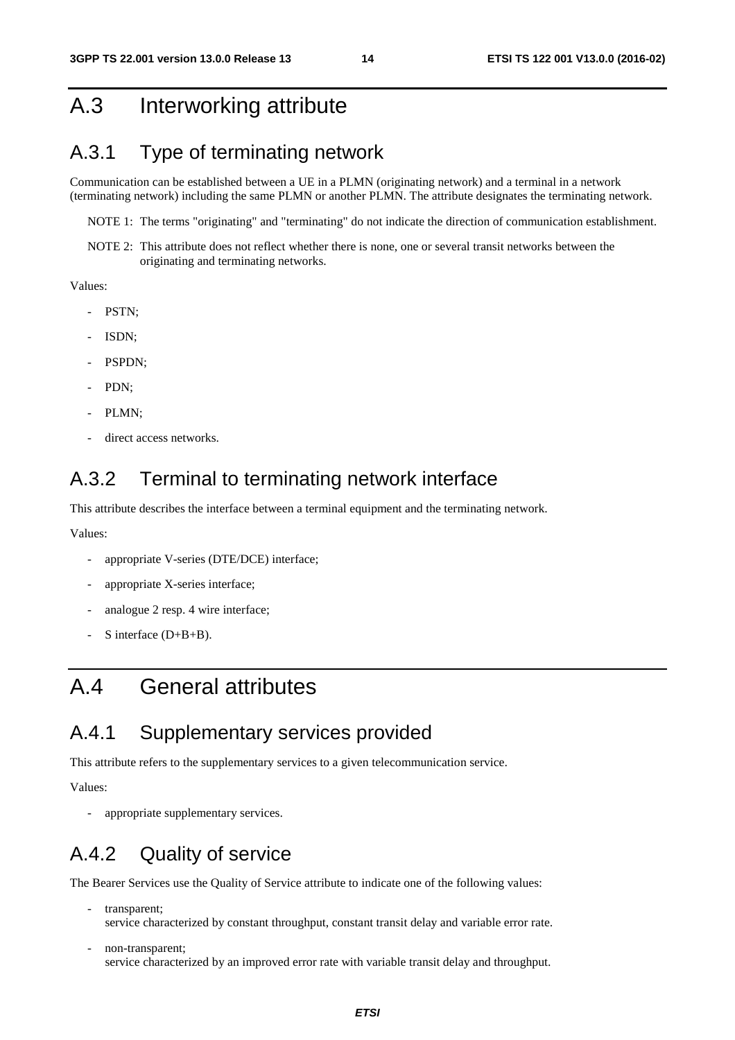# A.3 Interworking attribute

## A.3.1 Type of terminating network

Communication can be established between a UE in a PLMN (originating network) and a terminal in a network (terminating network) including the same PLMN or another PLMN. The attribute designates the terminating network.

NOTE 1: The terms "originating" and "terminating" do not indicate the direction of communication establishment.

NOTE 2: This attribute does not reflect whether there is none, one or several transit networks between the originating and terminating networks.

Values:

- PSTN;
- ISDN;
- PSPDN;
- PDN;
- PLMN;
- direct access networks.

## A.3.2 Terminal to terminating network interface

This attribute describes the interface between a terminal equipment and the terminating network.

Values:

- appropriate V-series (DTE/DCE) interface;
- appropriate X-series interface;
- analogue 2 resp. 4 wire interface;
- S interface (D+B+B).

# A.4 General attributes

## A.4.1 Supplementary services provided

This attribute refers to the supplementary services to a given telecommunication service.

Values:

- appropriate supplementary services.

## A.4.2 Quality of service

The Bearer Services use the Quality of Service attribute to indicate one of the following values:

- transparent;
  service characterized by constant throughput, constant transit delay and variable error rate.
- non-transparent;
  service characterized by an improved error rate with variable transit delay and throughput.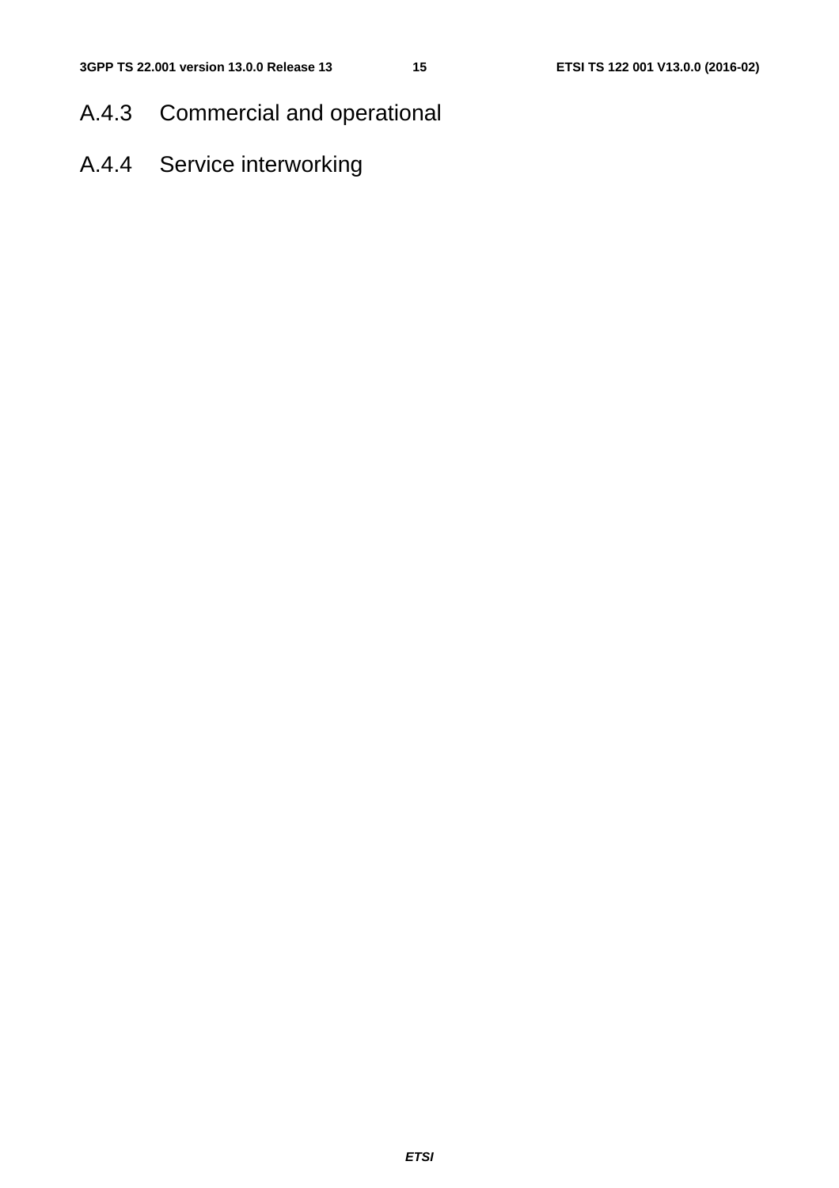### A.4.3 Commercial and operational

### A.4.4 Service interworking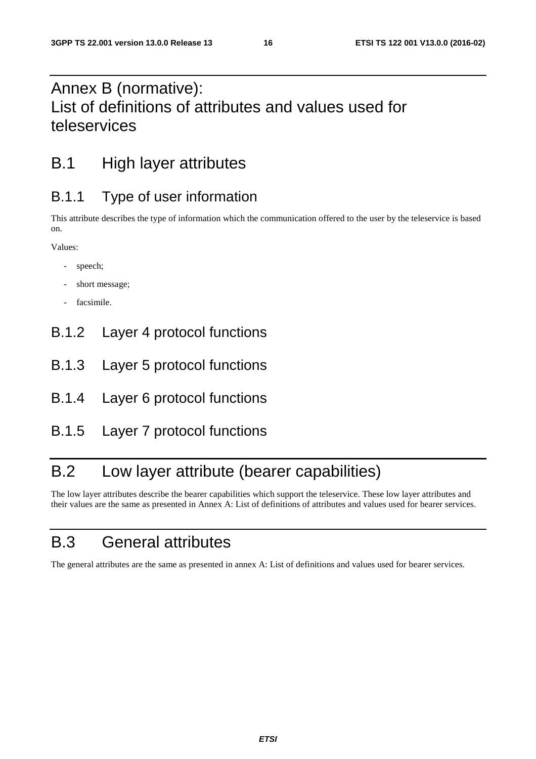# Annex B (normative): List of definitions of attributes and values used for teleservices

## B.1 High layer attributes

### B.1.1 Type of user information

This attribute describes the type of information which the communication offered to the user by the teleservice is based on.

Values:

- speech;
- short message;
- facsimile.

### B.1.2 Layer 4 protocol functions

### B.1.3 Layer 5 protocol functions

### B.1.4 Layer 6 protocol functions

### B.1.5 Layer 7 protocol functions

## B.2 Low layer attribute (bearer capabilities)

The low layer attributes describe the bearer capabilities which support the teleservice. These low layer attributes and their values are the same as presented in Annex A: List of definitions of attributes and values used for bearer services.

## B.3 General attributes

The general attributes are the same as presented in annex A: List of definitions and values used for bearer services.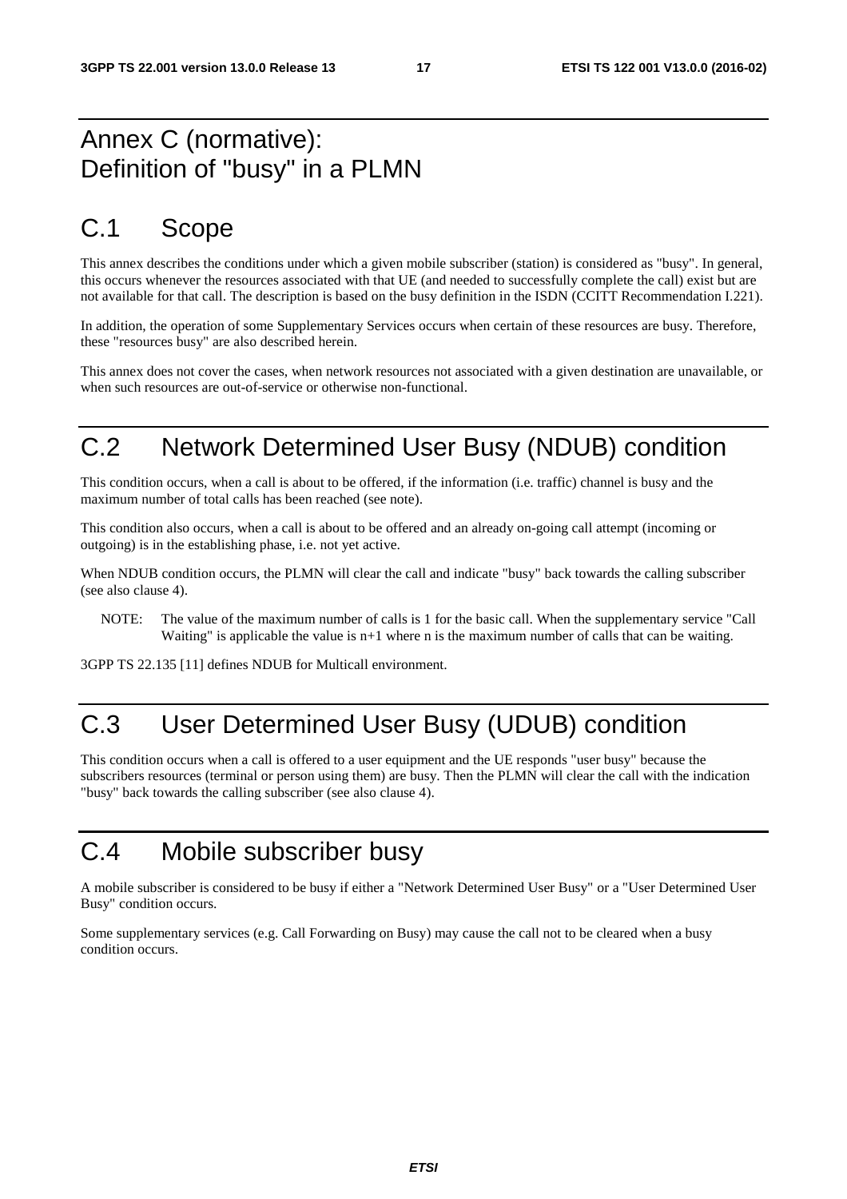# Annex C (normative): Definition of "busy" in a PLMN

## C.1 Scope

This annex describes the conditions under which a given mobile subscriber (station) is considered as "busy". In general, this occurs whenever the resources associated with that UE (and needed to successfully complete the call) exist but are not available for that call. The description is based on the busy definition in the ISDN (CCITT Recommendation I.221).

In addition, the operation of some Supplementary Services occurs when certain of these resources are busy. Therefore, these "resources busy" are also described herein.

This annex does not cover the cases, when network resources not associated with a given destination are unavailable, or when such resources are out-of-service or otherwise non-functional.

## C.2 Network Determined User Busy (NDUB) condition

This condition occurs, when a call is about to be offered, if the information (i.e. traffic) channel is busy and the maximum number of total calls has been reached (see note).

This condition also occurs, when a call is about to be offered and an already on-going call attempt (incoming or outgoing) is in the establishing phase, i.e. not yet active.

When NDUB condition occurs, the PLMN will clear the call and indicate "busy" back towards the calling subscriber (see also clause 4).

NOTE: The value of the maximum number of calls is 1 for the basic call. When the supplementary service "Call Waiting" is applicable the value is n+1 where n is the maximum number of calls that can be waiting.

3GPP TS 22.135 [11] defines NDUB for Multicall environment.

## C.3 User Determined User Busy (UDUB) condition

This condition occurs when a call is offered to a user equipment and the UE responds "user busy" because the subscribers resources (terminal or person using them) are busy. Then the PLMN will clear the call with the indication "busy" back towards the calling subscriber (see also clause 4).

## C.4 Mobile subscriber busy

A mobile subscriber is considered to be busy if either a "Network Determined User Busy" or a "User Determined User Busy" condition occurs.

Some supplementary services (e.g. Call Forwarding on Busy) may cause the call not to be cleared when a busy condition occurs.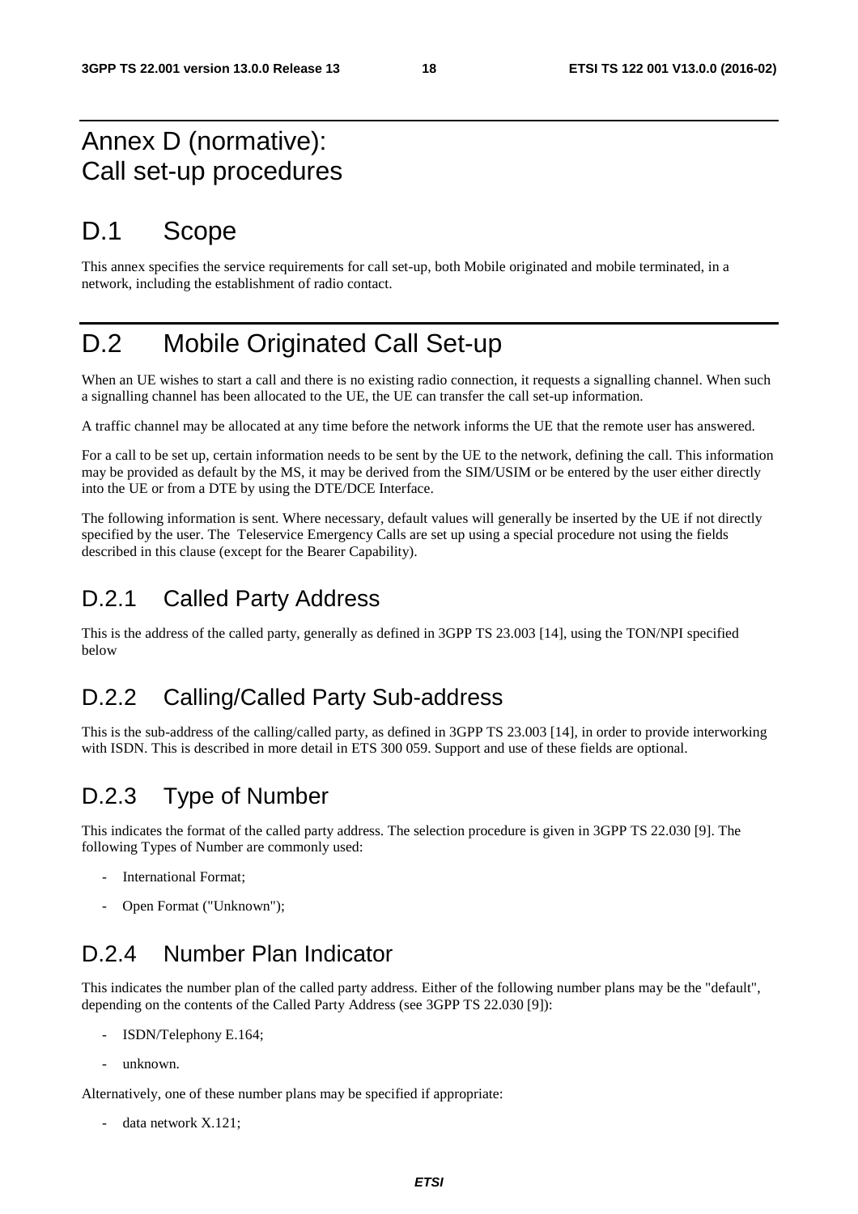# Annex D (normative): Call set-up procedures

# D.1 Scope

This annex specifies the service requirements for call set-up, both Mobile originated and mobile terminated, in a network, including the establishment of radio contact.

# D.2 Mobile Originated Call Set-up

When an UE wishes to start a call and there is no existing radio connection, it requests a signalling channel. When such a signalling channel has been allocated to the UE, the UE can transfer the call set-up information.

A traffic channel may be allocated at any time before the network informs the UE that the remote user has answered.

For a call to be set up, certain information needs to be sent by the UE to the network, defining the call. This information may be provided as default by the MS, it may be derived from the SIM/USIM or be entered by the user either directly into the UE or from a DTE by using the DTE/DCE Interface.

The following information is sent. Where necessary, default values will generally be inserted by the UE if not directly specified by the user. The Teleservice Emergency Calls are set up using a special procedure not using the fields described in this clause (except for the Bearer Capability).

## D.2.1 Called Party Address

This is the address of the called party, generally as defined in 3GPP TS 23.003 [14], using the TON/NPI specified below

## D.2.2 Calling/Called Party Sub-address

This is the sub-address of the calling/called party, as defined in 3GPP TS 23.003 [14], in order to provide interworking with ISDN. This is described in more detail in ETS 300 059. Support and use of these fields are optional.

## D.2.3 Type of Number

This indicates the format of the called party address. The selection procedure is given in 3GPP TS 22.030 [9]. The following Types of Number are commonly used:

- International Format;
- Open Format ("Unknown");

## D.2.4 Number Plan Indicator

This indicates the number plan of the called party address. Either of the following number plans may be the "default", depending on the contents of the Called Party Address (see 3GPP TS 22.030 [9]):

- ISDN/Telephony E.164;
- unknown.

Alternatively, one of these number plans may be specified if appropriate:

- data network X.121;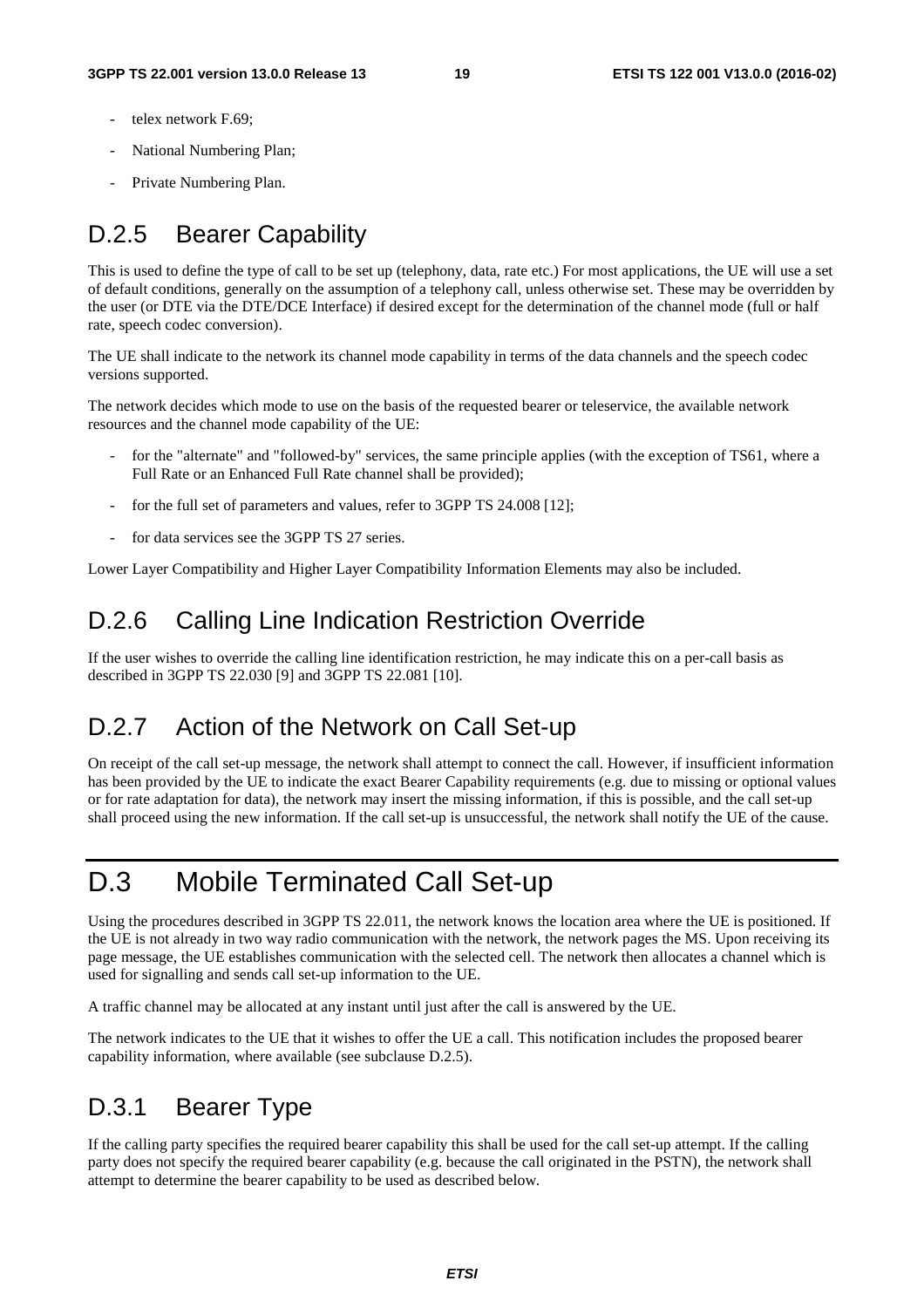- telex network F.69;
- National Numbering Plan;
- Private Numbering Plan.

## D.2.5 Bearer Capability

This is used to define the type of call to be set up (telephony, data, rate etc.) For most applications, the UE will use a set of default conditions, generally on the assumption of a telephony call, unless otherwise set. These may be overridden by the user (or DTE via the DTE/DCE Interface) if desired except for the determination of the channel mode (full or half rate, speech codec conversion).

The UE shall indicate to the network its channel mode capability in terms of the data channels and the speech codec versions supported.

The network decides which mode to use on the basis of the requested bearer or teleservice, the available network resources and the channel mode capability of the UE:

- for the "alternate" and "followed-by" services, the same principle applies (with the exception of TS61, where a Full Rate or an Enhanced Full Rate channel shall be provided);
- for the full set of parameters and values, refer to 3GPP TS 24.008 [12];
- for data services see the 3GPP TS 27 series.

Lower Layer Compatibility and Higher Layer Compatibility Information Elements may also be included.

## D.2.6 Calling Line Indication Restriction Override

If the user wishes to override the calling line identification restriction, he may indicate this on a per-call basis as described in 3GPP TS 22.030 [9] and 3GPP TS 22.081 [10].

## D.2.7 Action of the Network on Call Set-up

On receipt of the call set-up message, the network shall attempt to connect the call. However, if insufficient information has been provided by the UE to indicate the exact Bearer Capability requirements (e.g. due to missing or optional values or for rate adaptation for data), the network may insert the missing information, if this is possible, and the call set-up shall proceed using the new information. If the call set-up is unsuccessful, the network shall notify the UE of the cause.

# D.3 Mobile Terminated Call Set-up

Using the procedures described in 3GPP TS 22.011, the network knows the location area where the UE is positioned. If the UE is not already in two way radio communication with the network, the network pages the MS. Upon receiving its page message, the UE establishes communication with the selected cell. The network then allocates a channel which is used for signalling and sends call set-up information to the UE.

A traffic channel may be allocated at any instant until just after the call is answered by the UE.

The network indicates to the UE that it wishes to offer the UE a call. This notification includes the proposed bearer capability information, where available (see subclause D.2.5).

## D.3.1 Bearer Type

If the calling party specifies the required bearer capability this shall be used for the call set-up attempt. If the calling party does not specify the required bearer capability (e.g. because the call originated in the PSTN), the network shall attempt to determine the bearer capability to be used as described below.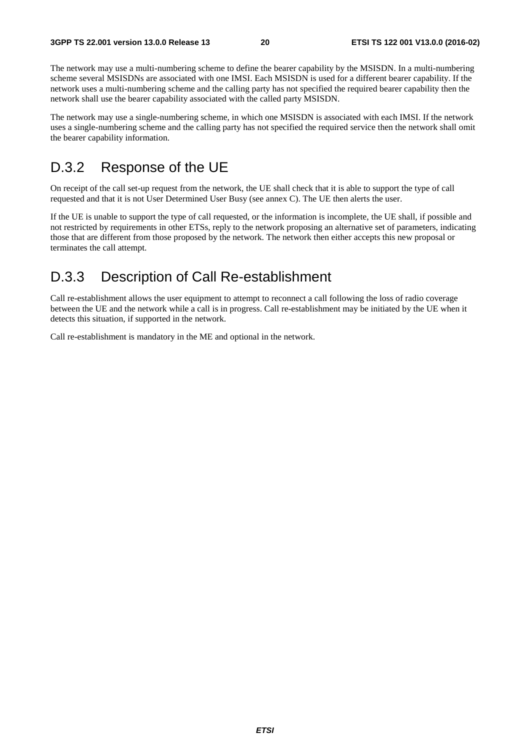The network may use a multi-numbering scheme to define the bearer capability by the MSISDN. In a multi-numbering scheme several MSISDNs are associated with one IMSI. Each MSISDN is used for a different bearer capability. If the network uses a multi-numbering scheme and the calling party has not specified the required bearer capability then the network shall use the bearer capability associated with the called party MSISDN.

The network may use a single-numbering scheme, in which one MSISDN is associated with each IMSI. If the network uses a single-numbering scheme and the calling party has not specified the required service then the network shall omit the bearer capability information.

## D.3.2 Response of the UE

On receipt of the call set-up request from the network, the UE shall check that it is able to support the type of call requested and that it is not User Determined User Busy (see annex C). The UE then alerts the user.

If the UE is unable to support the type of call requested, or the information is incomplete, the UE shall, if possible and not restricted by requirements in other ETSs, reply to the network proposing an alternative set of parameters, indicating those that are different from those proposed by the network. The network then either accepts this new proposal or terminates the call attempt.

## D.3.3 Description of Call Re-establishment

Call re-establishment allows the user equipment to attempt to reconnect a call following the loss of radio coverage between the UE and the network while a call is in progress. Call re-establishment may be initiated by the UE when it detects this situation, if supported in the network.

Call re-establishment is mandatory in the ME and optional in the network.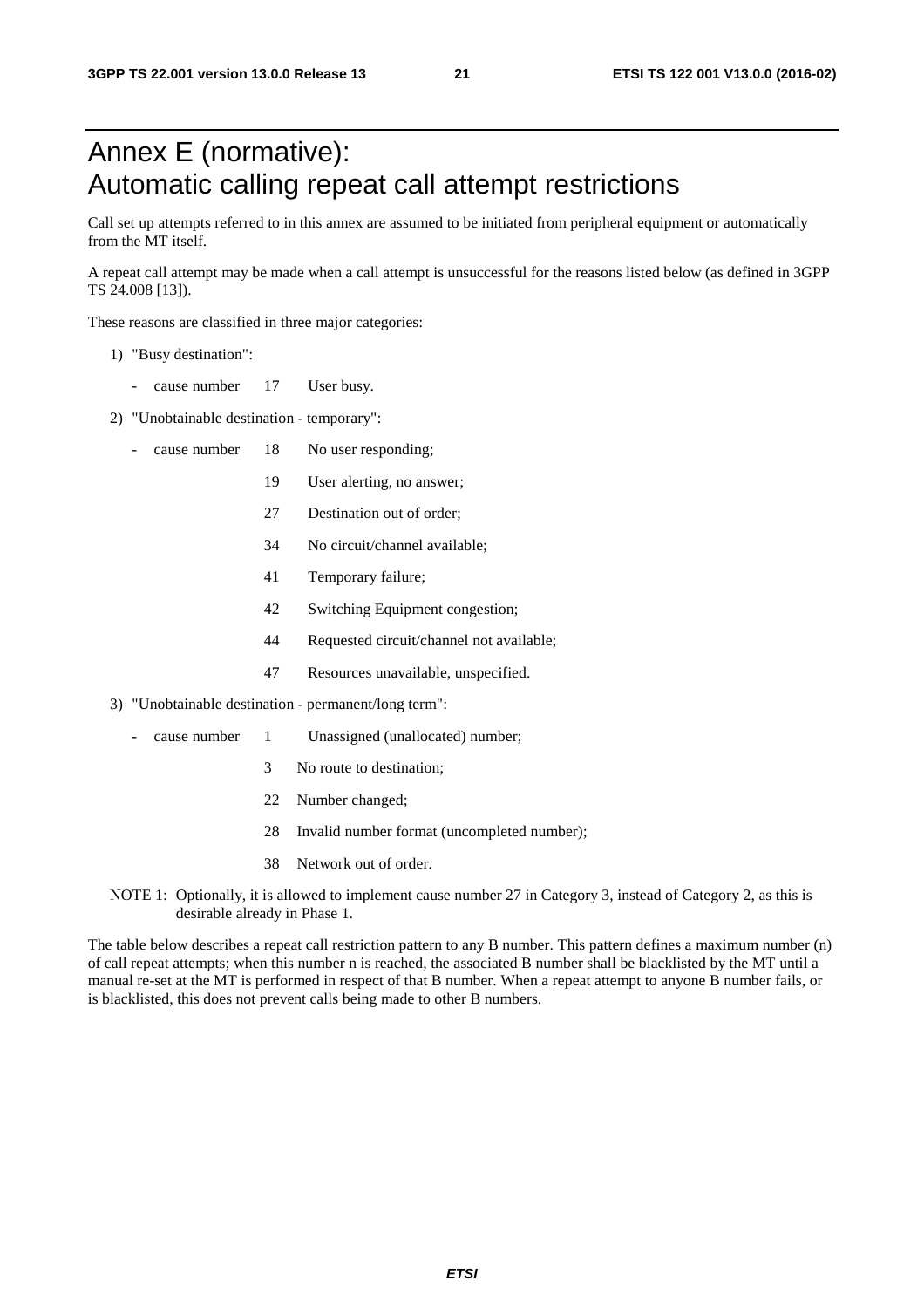# Annex E (normative): Automatic calling repeat call attempt restrictions

Call set up attempts referred to in this annex are assumed to be initiated from peripheral equipment or automatically from the MT itself.

A repeat call attempt may be made when a call attempt is unsuccessful for the reasons listed below (as defined in 3GPP TS 24.008 [13]).

These reasons are classified in three major categories:

1) "Busy destination":

   - cause number 17 User busy.

2) "Unobtainable destination - temporary":

   - cause number 18 No user responding;

     19 User alerting, no answer;

     27 Destination out of order;

     34 No circuit/channel available;

     41 Temporary failure;

     42 Switching Equipment congestion;

     44 Requested circuit/channel not available;

     47 Resources unavailable, unspecified.

3) "Unobtainable destination - permanent/long term":

   - cause number 1 Unassigned (unallocated) number;

     3 No route to destination;

     22 Number changed;

     28 Invalid number format (uncompleted number);

     38 Network out of order.

NOTE 1: Optionally, it is allowed to implement cause number 27 in Category 3, instead of Category 2, as this is desirable already in Phase 1.

The table below describes a repeat call restriction pattern to any B number. This pattern defines a maximum number (n) of call repeat attempts; when this number n is reached, the associated B number shall be blacklisted by the MT until a manual re-set at the MT is performed in respect of that B number. When a repeat attempt to anyone B number fails, or is blacklisted, this does not prevent calls being made to other B numbers.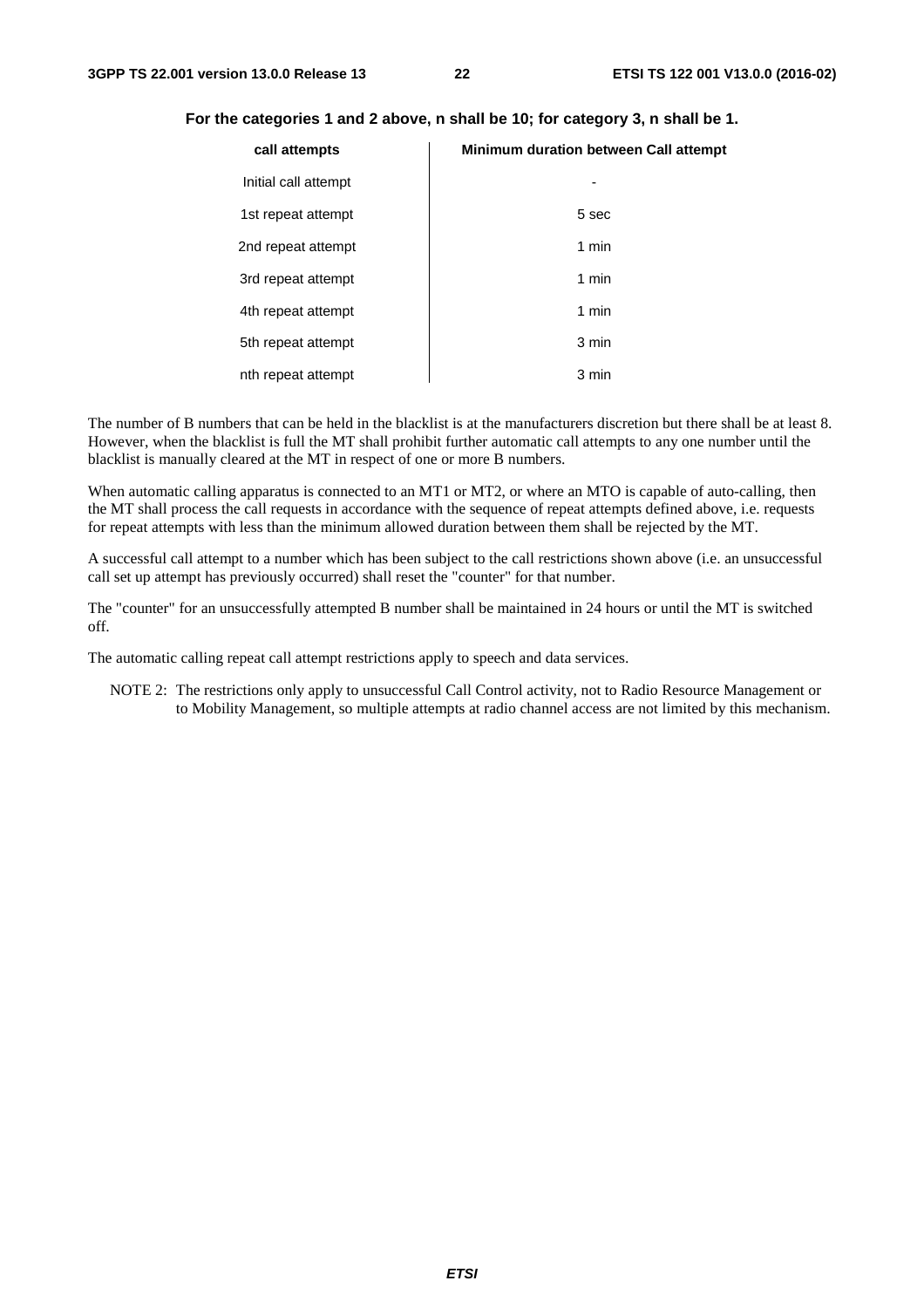**For the categories 1 and 2 above, n shall be 10; for category 3, n shall be 1.**

| call attempts | Minimum duration between Call attempt |
|---|---|
| Initial call attempt | - |
| 1st repeat attempt | 5 sec |
| 2nd repeat attempt | 1 min |
| 3rd repeat attempt | 1 min |
| 4th repeat attempt | 1 min |
| 5th repeat attempt | 3 min |
| nth repeat attempt | 3 min |

The number of B numbers that can be held in the blacklist is at the manufacturers discretion but there shall be at least 8. However, when the blacklist is full the MT shall prohibit further automatic call attempts to any one number until the blacklist is manually cleared at the MT in respect of one or more B numbers.

When automatic calling apparatus is connected to an MT1 or MT2, or where an MTO is capable of auto-calling, then the MT shall process the call requests in accordance with the sequence of repeat attempts defined above, i.e. requests for repeat attempts with less than the minimum allowed duration between them shall be rejected by the MT.

A successful call attempt to a number which has been subject to the call restrictions shown above (i.e. an unsuccessful call set up attempt has previously occurred) shall reset the "counter" for that number.

The "counter" for an unsuccessfully attempted B number shall be maintained in 24 hours or until the MT is switched off.

The automatic calling repeat call attempt restrictions apply to speech and data services.

NOTE 2: The restrictions only apply to unsuccessful Call Control activity, not to Radio Resource Management or to Mobility Management, so multiple attempts at radio channel access are not limited by this mechanism.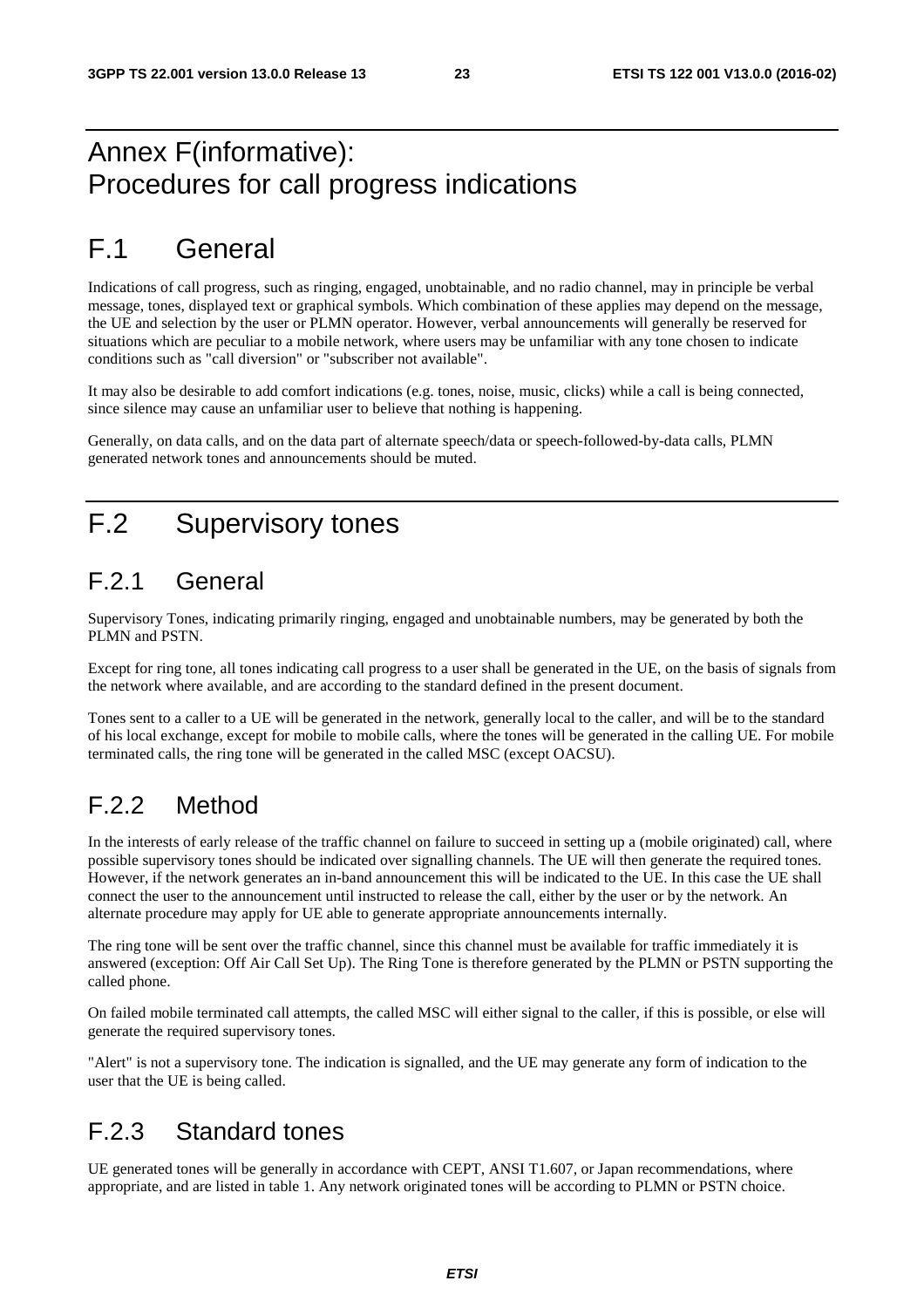# Annex F(informative): Procedures for call progress indications

# F.1 General

Indications of call progress, such as ringing, engaged, unobtainable, and no radio channel, may in principle be verbal message, tones, displayed text or graphical symbols. Which combination of these applies may depend on the message, the UE and selection by the user or PLMN operator. However, verbal announcements will generally be reserved for situations which are peculiar to a mobile network, where users may be unfamiliar with any tone chosen to indicate conditions such as "call diversion" or "subscriber not available".

It may also be desirable to add comfort indications (e.g. tones, noise, music, clicks) while a call is being connected, since silence may cause an unfamiliar user to believe that nothing is happening.

Generally, on data calls, and on the data part of alternate speech/data or speech-followed-by-data calls, PLMN generated network tones and announcements should be muted.

# F.2 Supervisory tones

## F.2.1 General

Supervisory Tones, indicating primarily ringing, engaged and unobtainable numbers, may be generated by both the PLMN and PSTN.

Except for ring tone, all tones indicating call progress to a user shall be generated in the UE, on the basis of signals from the network where available, and are according to the standard defined in the present document.

Tones sent to a caller to a UE will be generated in the network, generally local to the caller, and will be to the standard of his local exchange, except for mobile to mobile calls, where the tones will be generated in the calling UE. For mobile terminated calls, the ring tone will be generated in the called MSC (except OACSU).

## F.2.2 Method

In the interests of early release of the traffic channel on failure to succeed in setting up a (mobile originated) call, where possible supervisory tones should be indicated over signalling channels. The UE will then generate the required tones. However, if the network generates an in-band announcement this will be indicated to the UE. In this case the UE shall connect the user to the announcement until instructed to release the call, either by the user or by the network. An alternate procedure may apply for UE able to generate appropriate announcements internally.

The ring tone will be sent over the traffic channel, since this channel must be available for traffic immediately it is answered (exception: Off Air Call Set Up). The Ring Tone is therefore generated by the PLMN or PSTN supporting the called phone.

On failed mobile terminated call attempts, the called MSC will either signal to the caller, if this is possible, or else will generate the required supervisory tones.

"Alert" is not a supervisory tone. The indication is signalled, and the UE may generate any form of indication to the user that the UE is being called.

## F.2.3 Standard tones

UE generated tones will be generally in accordance with CEPT, ANSI T1.607, or Japan recommendations, where appropriate, and are listed in table 1. Any network originated tones will be according to PLMN or PSTN choice.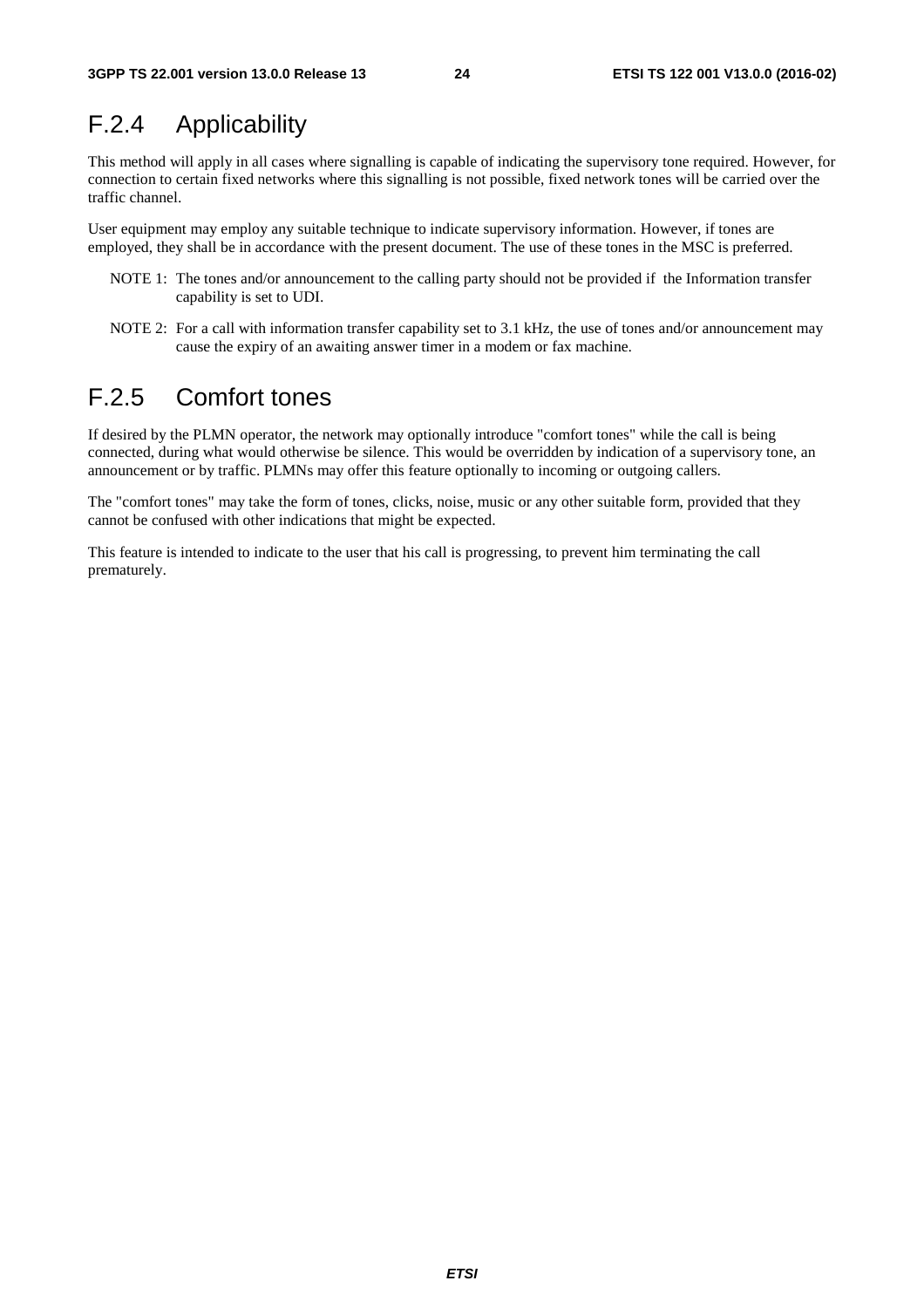## F.2.4 Applicability

This method will apply in all cases where signalling is capable of indicating the supervisory tone required. However, for connection to certain fixed networks where this signalling is not possible, fixed network tones will be carried over the traffic channel.

User equipment may employ any suitable technique to indicate supervisory information. However, if tones are employed, they shall be in accordance with the present document. The use of these tones in the MSC is preferred.

NOTE 1: The tones and/or announcement to the calling party should not be provided if the Information transfer capability is set to UDI.

NOTE 2: For a call with information transfer capability set to 3.1 kHz, the use of tones and/or announcement may cause the expiry of an awaiting answer timer in a modem or fax machine.

## F.2.5 Comfort tones

If desired by the PLMN operator, the network may optionally introduce "comfort tones" while the call is being connected, during what would otherwise be silence. This would be overridden by indication of a supervisory tone, an announcement or by traffic. PLMNs may offer this feature optionally to incoming or outgoing callers.

The "comfort tones" may take the form of tones, clicks, noise, music or any other suitable form, provided that they cannot be confused with other indications that might be expected.

This feature is intended to indicate to the user that his call is progressing, to prevent him terminating the call prematurely.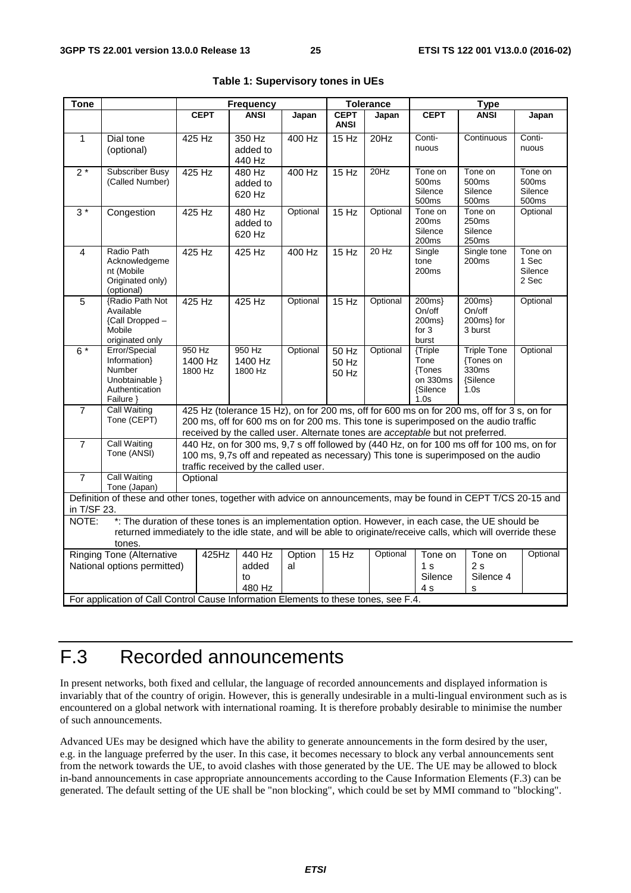**Table 1: Supervisory tones in UEs**

| Tone | | Frequency | | | Tolerance | | Type | | |
|---|---|---|---|---|---|---|---|---|---|
| | | CEPT | ANSI | Japan | CEPT ANSI | Japan | CEPT | ANSI | Japan |
| 1 | Dial tone (optional) | 425 Hz | 350 Hz added to 440 Hz | 400 Hz | 15 Hz | 20Hz | Conti-nuous | Continuous | Conti-nuous |
| 2 * | Subscriber Busy (Called Number) | 425 Hz | 480 Hz added to 620 Hz | 400 Hz | 15 Hz | 20Hz | Tone on 500ms Silence 500ms | Tone on 500ms Silence 500ms | Tone on 500ms Silence 500ms |
| 3 * | Congestion | 425 Hz | 480 Hz added to 620 Hz | Optional | 15 Hz | Optional | Tone on 200ms Silence 200ms | Tone on 250ms Silence 250ms | Optional |
| 4 | Radio Path Acknowledgement (Mobile Originated only) (optional) | 425 Hz | 425 Hz | 400 Hz | 15 Hz | 20 Hz | Single tone 200ms | Single tone 200ms | Tone on 1 Sec Silence 2 Sec |
| 5 | {Radio Path Not Available {Call Dropped – Mobile originated only | 425 Hz | 425 Hz | Optional | 15 Hz | Optional | 200ms} On/off 200ms} for 3 burst | 200ms} On/off 200ms} for 3 burst | Optional |
| 6 * | Error/Special Information} Number Unobtainable } Authentication Failure } | 950 Hz 1400 Hz 1800 Hz | 950 Hz 1400 Hz 1800 Hz | Optional | 50 Hz 50 Hz 50 Hz | Optional | {Triple Tone {Tones on 330ms {Silence 1.0s | Triple Tone {Tones on 330ms {Silence 1.0s | Optional |
| 7 | Call Waiting Tone (CEPT) | 425 Hz (tolerance 15 Hz), on for 200 ms, off for 600 ms on for 200 ms, off for 3 s, on for 200 ms, off for 600 ms on for 200 ms. This tone is superimposed on the audio traffic received by the called user. Alternate tones are *acceptable* but not preferred. | | | | | | | |
| 7 | Call Waiting Tone (ANSI) | 440 Hz, on for 300 ms, 9,7 s off followed by (440 Hz, on for 100 ms off for 100 ms, on for 100 ms, 9,7s off and repeated as necessary) This tone is superimposed on the audio traffic received by the called user. | | | | | | | |
| 7 | Call Waiting Tone (Japan) | Optional | | | | | | | |
| Definition of these and other tones, together with advice on announcements, may be found in CEPT T/CS 20-15 and in T/SF 23. | | | | | | | | | |
| NOTE: *: The duration of these tones is an implementation option. However, in each case, the UE should be returned immediately to the idle state, and will be able to originate/receive calls, which will override these tones. | | | | | | | | | |
| Ringing Tone (Alternative National options permitted) | | 425Hz | 440 Hz added to 480 Hz | Optional | 15 Hz | Optional | Tone on 1 s Silence 4 s | Tone on 2 s Silence 4 s | Optional |
| For application of Call Control Cause Information Elements to these tones, see F.4. | | | | | | | | | |

# F.3 Recorded announcements

In present networks, both fixed and cellular, the language of recorded announcements and displayed information is invariably that of the country of origin. However, this is generally undesirable in a multi-lingual environment such as is encountered on a global network with international roaming. It is therefore probably desirable to minimise the number of such announcements.

Advanced UEs may be designed which have the ability to generate announcements in the form desired by the user, e.g. in the language preferred by the user. In this case, it becomes necessary to block any verbal announcements sent from the network towards the UE, to avoid clashes with those generated by the UE. The UE may be allowed to block in-band announcements in case appropriate announcements according to the Cause Information Elements (F.3) can be generated. The default setting of the UE shall be "non blocking", which could be set by MMI command to "blocking".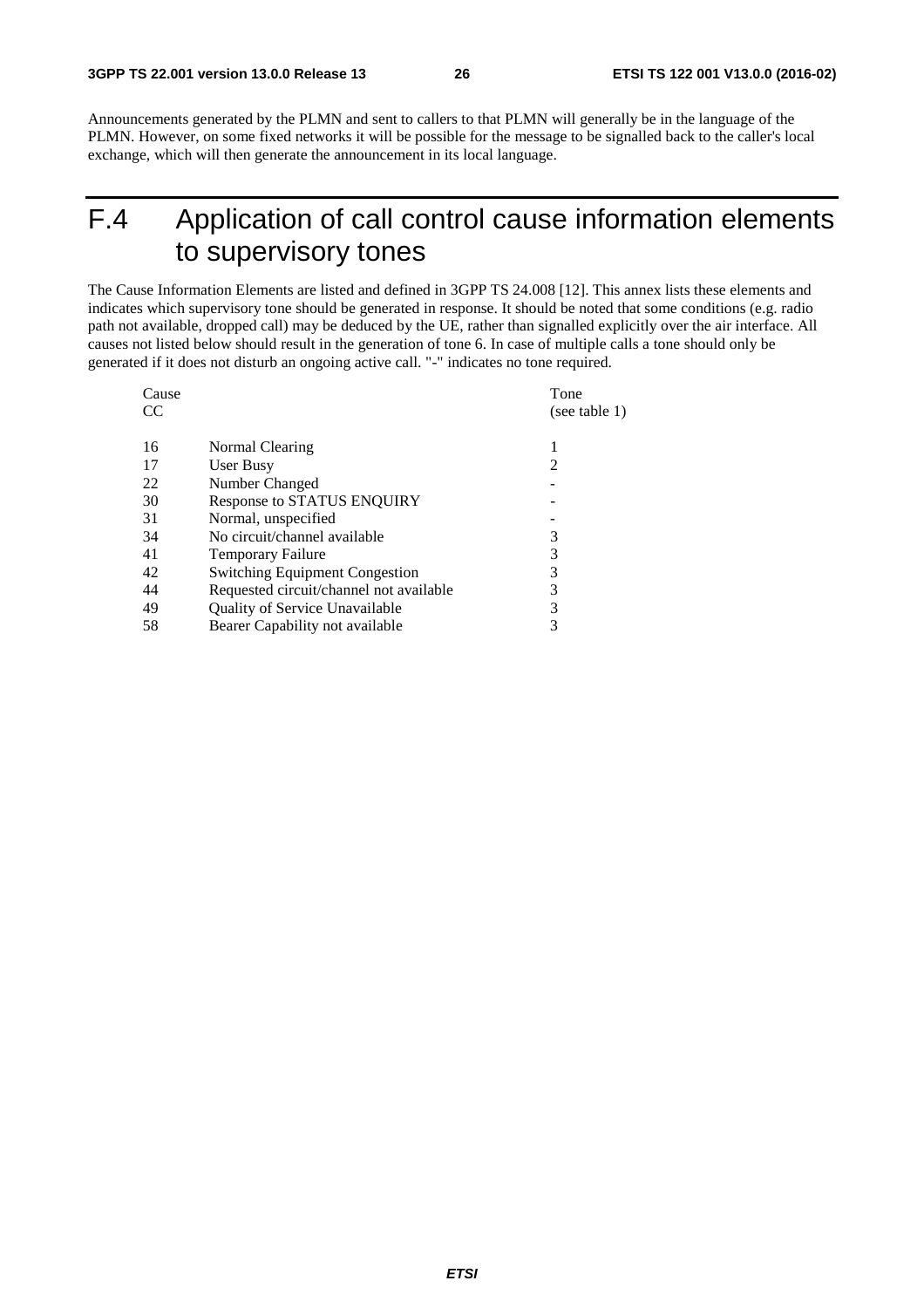Announcements generated by the PLMN and sent to callers to that PLMN will generally be in the language of the PLMN. However, on some fixed networks it will be possible for the message to be signalled back to the caller's local exchange, which will then generate the announcement in its local language.

# F.4 Application of call control cause information elements to supervisory tones

The Cause Information Elements are listed and defined in 3GPP TS 24.008 [12]. This annex lists these elements and indicates which supervisory tone should be generated in response. It should be noted that some conditions (e.g. radio path not available, dropped call) may be deduced by the UE, rather than signalled explicitly over the air interface. All causes not listed below should result in the generation of tone 6. In case of multiple calls a tone should only be generated if it does not disturb an ongoing active call. "-" indicates no tone required.

| Cause CC | | Tone (see table 1) |
|---|---|---|
| 16 | Normal Clearing | 1 |
| 17 | User Busy | 2 |
| 22 | Number Changed | - |
| 30 | Response to STATUS ENQUIRY | - |
| 31 | Normal, unspecified | - |
| 34 | No circuit/channel available | 3 |
| 41 | Temporary Failure | 3 |
| 42 | Switching Equipment Congestion | 3 |
| 44 | Requested circuit/channel not available | 3 |
| 49 | Quality of Service Unavailable | 3 |
| 58 | Bearer Capability not available | 3 |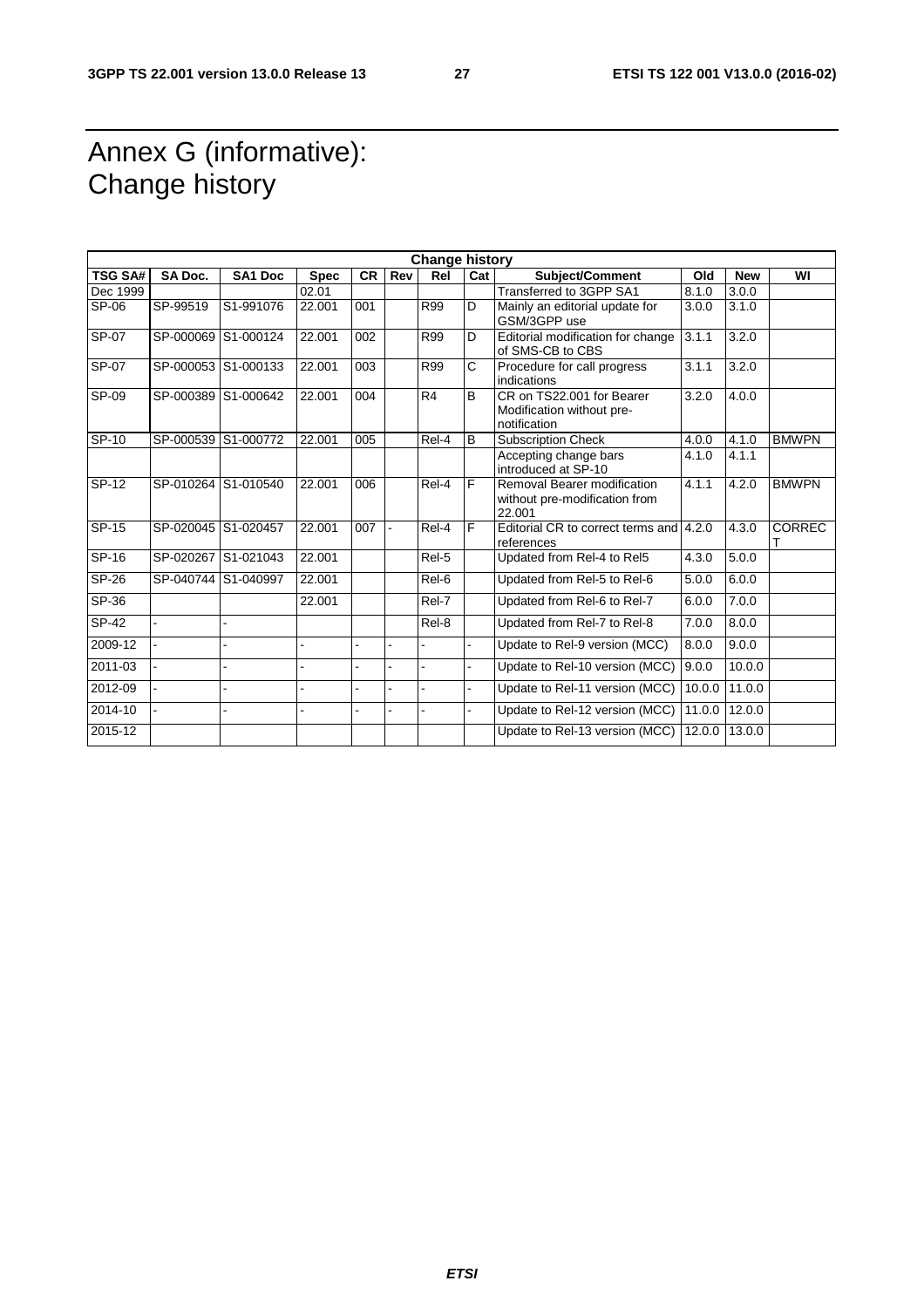# Annex G (informative): Change history

| Change history | | | | | | | | | | | |
|---|---|---|---|---|---|---|---|---|---|---|---|
| **TSG SA#** | **SA Doc.** | **SA1 Doc** | **Spec** | **CR** | **Rev** | **Rel** | **Cat** | **Subject/Comment** | **Old** | **New** | **WI** |
| Dec 1999 | | | 02.01 | | | | | Transferred to 3GPP SA1 | 8.1.0 | 3.0.0 | |
| SP-06 | SP-99519 | S1-991076 | 22.001 | 001 | | R99 | D | Mainly an editorial update for GSM/3GPP use | 3.0.0 | 3.1.0 | |
| SP-07 | SP-000069 | S1-000124 | 22.001 | 002 | | R99 | D | Editorial modification for change of SMS-CB to CBS | 3.1.1 | 3.2.0 | |
| SP-07 | SP-000053 | S1-000133 | 22.001 | 003 | | R99 | C | Procedure for call progress indications | 3.1.1 | 3.2.0 | |
| SP-09 | SP-000389 | S1-000642 | 22.001 | 004 | | R4 | B | CR on TS22.001 for Bearer Modification without pre-notification | 3.2.0 | 4.0.0 | |
| SP-10 | SP-000539 | S1-000772 | 22.001 | 005 | | Rel-4 | B | Subscription Check | 4.0.0 | 4.1.0 | BMWPN |
| | | | | | | | | Accepting change bars introduced at SP-10 | 4.1.0 | 4.1.1 | |
| SP-12 | SP-010264 | S1-010540 | 22.001 | 006 | | Rel-4 | F | Removal Bearer modification without pre-modification from 22.001 | 4.1.1 | 4.2.0 | BMWPN |
| SP-15 | SP-020045 | S1-020457 | 22.001 | 007 | - | Rel-4 | F | Editorial CR to correct terms and references | 4.2.0 | 4.3.0 | CORRECT |
| SP-16 | SP-020267 | S1-021043 | 22.001 | | | Rel-5 | | Updated from Rel-4 to Rel5 | 4.3.0 | 5.0.0 | |
| SP-26 | SP-040744 | S1-040997 | 22.001 | | | Rel-6 | | Updated from Rel-5 to Rel-6 | 5.0.0 | 6.0.0 | |
| SP-36 | | | 22.001 | | | Rel-7 | | Updated from Rel-6 to Rel-7 | 6.0.0 | 7.0.0 | |
| SP-42 | - | - | | | | Rel-8 | | Updated from Rel-7 to Rel-8 | 7.0.0 | 8.0.0 | |
| 2009-12 | - | - | - | - | - | - | - | Update to Rel-9 version (MCC) | 8.0.0 | 9.0.0 | |
| 2011-03 | - | - | - | - | - | - | - | Update to Rel-10 version (MCC) | 9.0.0 | 10.0.0 | |
| 2012-09 | - | - | - | - | - | - | - | Update to Rel-11 version (MCC) | 10.0.0 | 11.0.0 | |
| 2014-10 | - | - | - | - | - | - | - | Update to Rel-12 version (MCC) | 11.0.0 | 12.0.0 | |
| 2015-12 | | | | | | | | Update to Rel-13 version (MCC) | 12.0.0 | 13.0.0 | |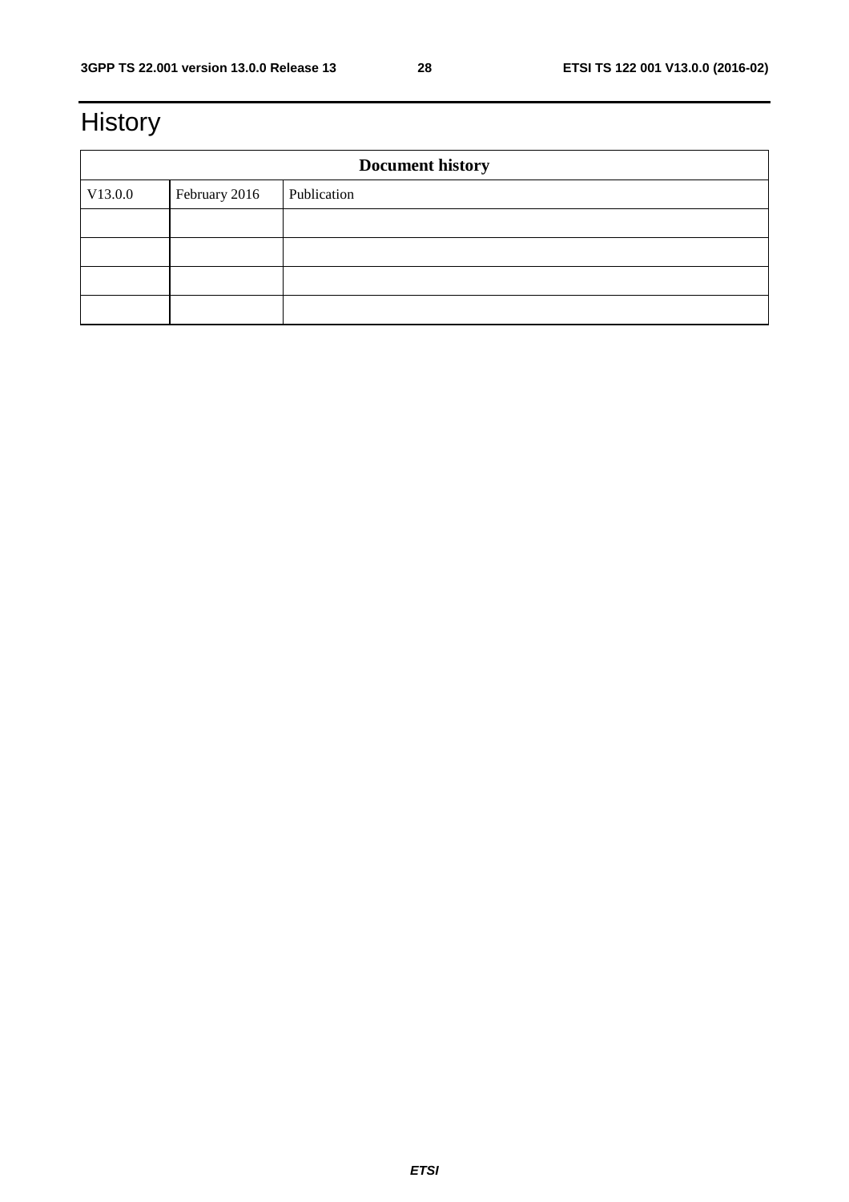# History

| Document history | | |
|---|---|---|
| V13.0.0 | February 2016 | Publication |
| | | |
| | | |
| | | |
| | | |